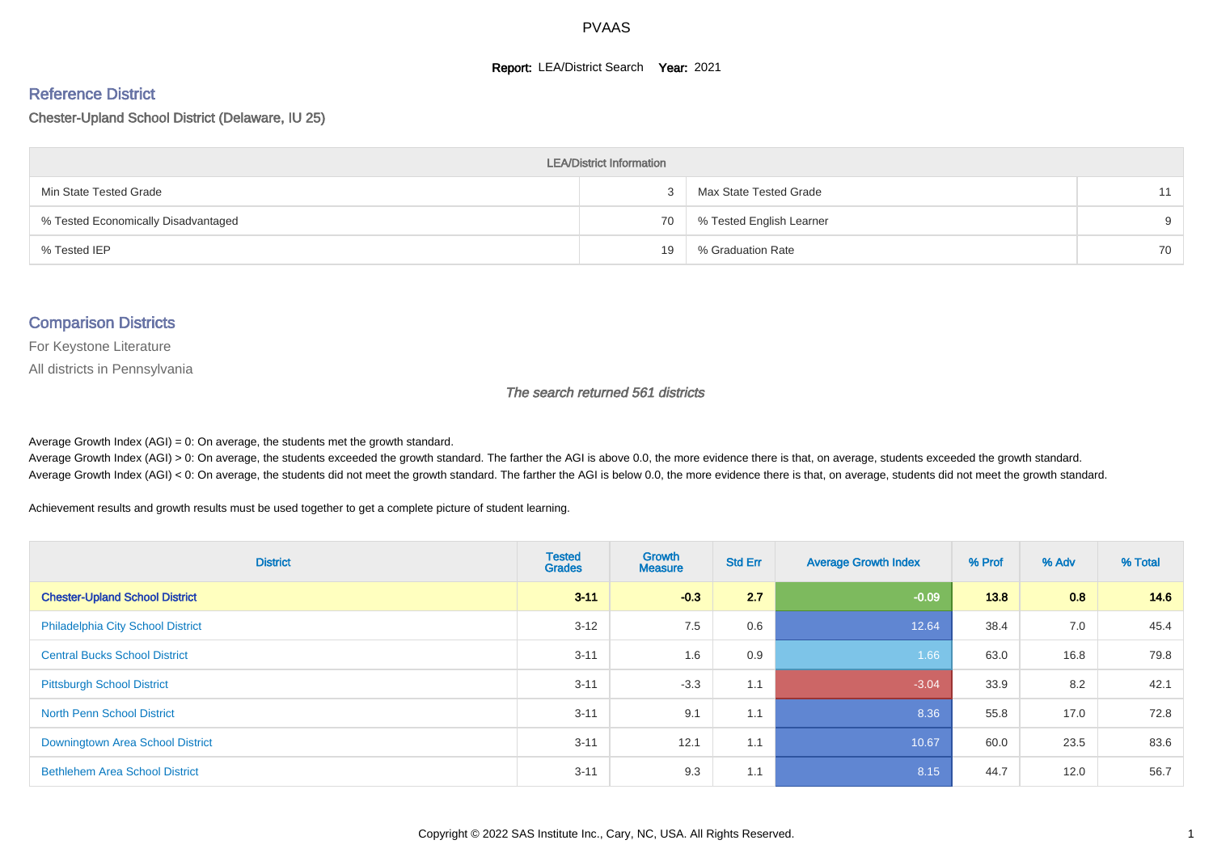# PVAAS

**Report:** LEA/District Search **Year:** 2021

## Reference District

Chester-Upland School District (Delaware, IU 25)

| LEA/District Information | | | |
|---|---|---|---|
| Min State Tested Grade | 3 | Max State Tested Grade | 11 |
| % Tested Economically Disadvantaged | 70 | % Tested English Learner | 9 |
| % Tested IEP | 19 | % Graduation Rate | 70 |

## Comparison Districts

For Keystone Literature

All districts in Pennsylvania

*The search returned 561 districts*

Average Growth Index (AGI) = 0: On average, the students met the growth standard.
Average Growth Index (AGI) > 0: On average, the students exceeded the growth standard. The farther the AGI is above 0.0, the more evidence there is that, on average, students exceeded the growth standard.
Average Growth Index (AGI) < 0: On average, the students did not meet the growth standard. The farther the AGI is below 0.0, the more evidence there is that, on average, students did not meet the growth standard.

Achievement results and growth results must be used together to get a complete picture of student learning.

| District | Tested Grades | Growth Measure | Std Err | Average Growth Index | % Prof | % Adv | % Total |
|---|---|---|---|---|---|---|---|
| **Chester-Upland School District** | **3-11** | **-0.3** | **2.7** | **-0.09** | **13.8** | **0.8** | **14.6** |
| Philadelphia City School District | 3-12 | 7.5 | 0.6 | 12.64 | 38.4 | 7.0 | 45.4 |
| Central Bucks School District | 3-11 | 1.6 | 0.9 | 1.66 | 63.0 | 16.8 | 79.8 |
| Pittsburgh School District | 3-11 | -3.3 | 1.1 | -3.04 | 33.9 | 8.2 | 42.1 |
| North Penn School District | 3-11 | 9.1 | 1.1 | 8.36 | 55.8 | 17.0 | 72.8 |
| Downingtown Area School District | 3-11 | 12.1 | 1.1 | 10.67 | 60.0 | 23.5 | 83.6 |
| Bethlehem Area School District | 3-11 | 9.3 | 1.1 | 8.15 | 44.7 | 12.0 | 56.7 |

Copyright © 2022 SAS Institute Inc., Cary, NC, USA. All Rights Reserved.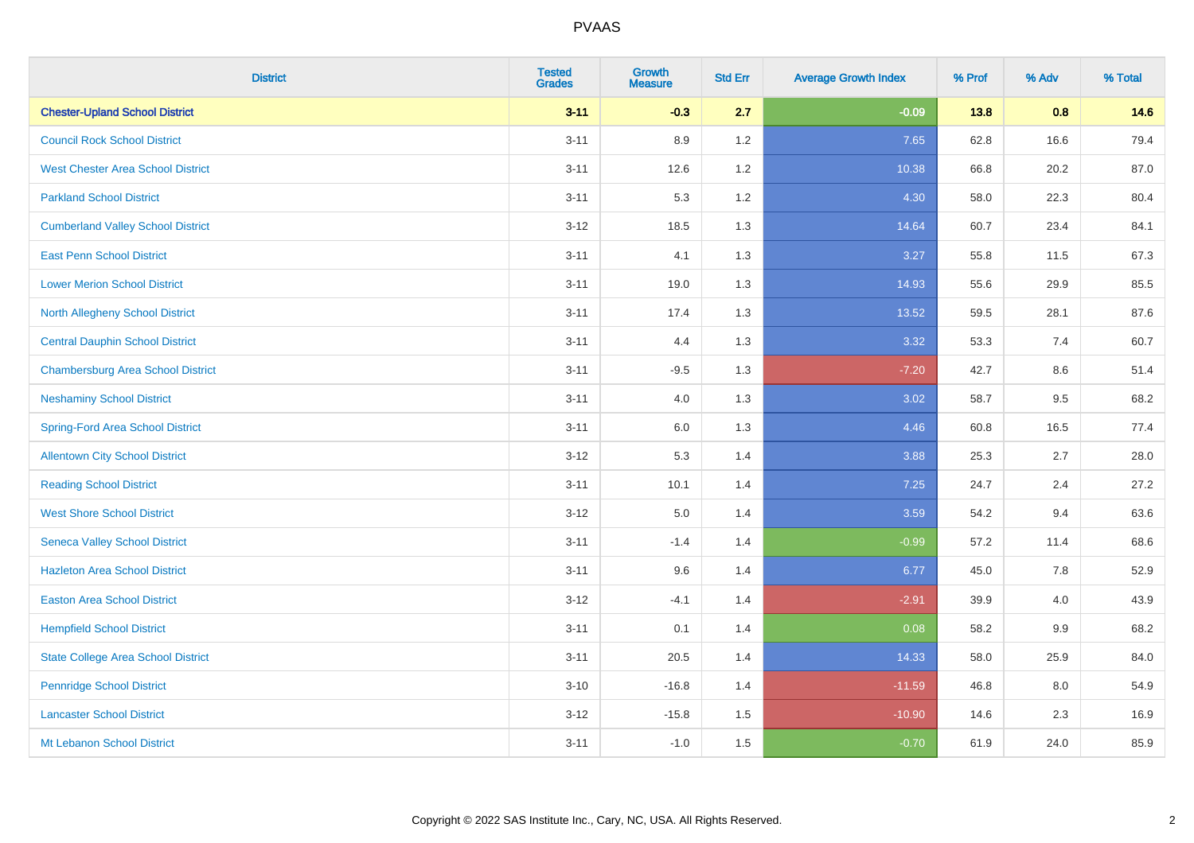# PVAAS

| District | Tested Grades | Growth Measure | Std Err | Average Growth Index | % Prof | % Adv | % Total |
|---|---|---|---|---|---|---|---|
| **Chester-Upland School District** | **3-11** | **-0.3** | **2.7** | **-0.09** | **13.8** | **0.8** | **14.6** |
| Council Rock School District | 3-11 | 8.9 | 1.2 | 7.65 | 62.8 | 16.6 | 79.4 |
| West Chester Area School District | 3-11 | 12.6 | 1.2 | 10.38 | 66.8 | 20.2 | 87.0 |
| Parkland School District | 3-11 | 5.3 | 1.2 | 4.30 | 58.0 | 22.3 | 80.4 |
| Cumberland Valley School District | 3-12 | 18.5 | 1.3 | 14.64 | 60.7 | 23.4 | 84.1 |
| East Penn School District | 3-11 | 4.1 | 1.3 | 3.27 | 55.8 | 11.5 | 67.3 |
| Lower Merion School District | 3-11 | 19.0 | 1.3 | 14.93 | 55.6 | 29.9 | 85.5 |
| North Allegheny School District | 3-11 | 17.4 | 1.3 | 13.52 | 59.5 | 28.1 | 87.6 |
| Central Dauphin School District | 3-11 | 4.4 | 1.3 | 3.32 | 53.3 | 7.4 | 60.7 |
| Chambersburg Area School District | 3-11 | -9.5 | 1.3 | -7.20 | 42.7 | 8.6 | 51.4 |
| Neshaminy School District | 3-11 | 4.0 | 1.3 | 3.02 | 58.7 | 9.5 | 68.2 |
| Spring-Ford Area School District | 3-11 | 6.0 | 1.3 | 4.46 | 60.8 | 16.5 | 77.4 |
| Allentown City School District | 3-12 | 5.3 | 1.4 | 3.88 | 25.3 | 2.7 | 28.0 |
| Reading School District | 3-11 | 10.1 | 1.4 | 7.25 | 24.7 | 2.4 | 27.2 |
| West Shore School District | 3-12 | 5.0 | 1.4 | 3.59 | 54.2 | 9.4 | 63.6 |
| Seneca Valley School District | 3-11 | -1.4 | 1.4 | -0.99 | 57.2 | 11.4 | 68.6 |
| Hazleton Area School District | 3-11 | 9.6 | 1.4 | 6.77 | 45.0 | 7.8 | 52.9 |
| Easton Area School District | 3-12 | -4.1 | 1.4 | -2.91 | 39.9 | 4.0 | 43.9 |
| Hempfield School District | 3-11 | 0.1 | 1.4 | 0.08 | 58.2 | 9.9 | 68.2 |
| State College Area School District | 3-11 | 20.5 | 1.4 | 14.33 | 58.0 | 25.9 | 84.0 |
| Pennridge School District | 3-10 | -16.8 | 1.4 | -11.59 | 46.8 | 8.0 | 54.9 |
| Lancaster School District | 3-12 | -15.8 | 1.5 | -10.90 | 14.6 | 2.3 | 16.9 |
| Mt Lebanon School District | 3-11 | -1.0 | 1.5 | -0.70 | 61.9 | 24.0 | 85.9 |

Copyright © 2022 SAS Institute Inc., Cary, NC, USA. All Rights Reserved.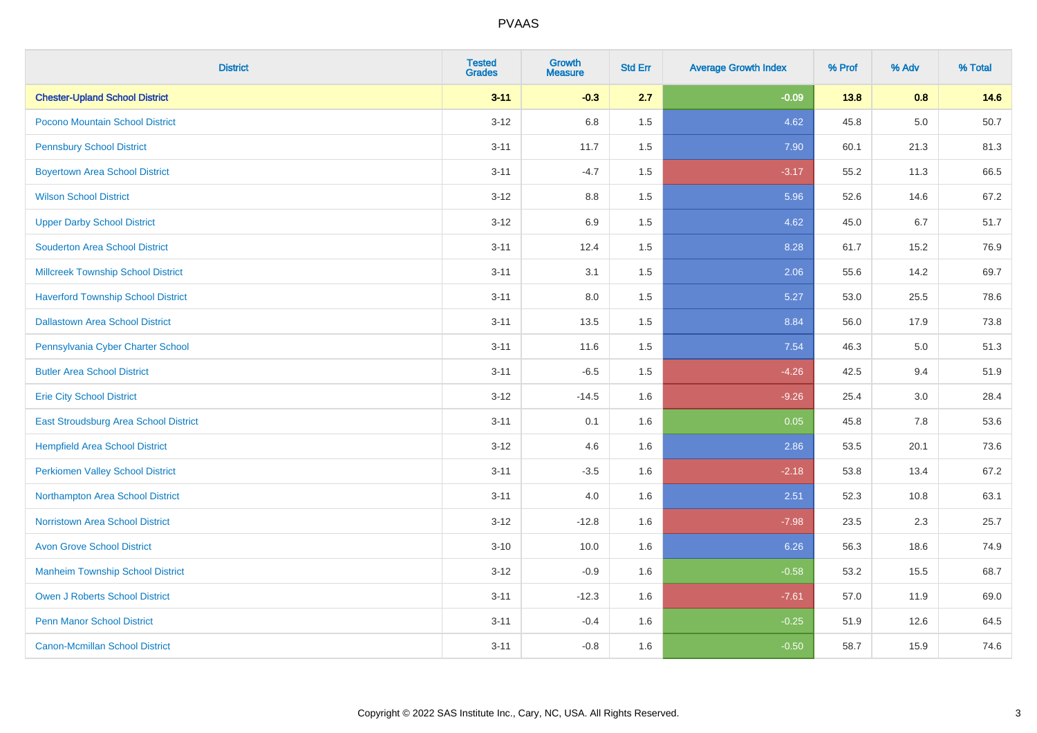# PVAAS

| District | Tested Grades | Growth Measure | Std Err | Average Growth Index | % Prof | % Adv | % Total |
|---|---|---|---|---|---|---|---|
| **Chester-Upland School District** | **3-11** | **-0.3** | **2.7** | **-0.09** | **13.8** | **0.8** | **14.6** |
| Pocono Mountain School District | 3-12 | 6.8 | 1.5 | 4.62 | 45.8 | 5.0 | 50.7 |
| Pennsbury School District | 3-11 | 11.7 | 1.5 | 7.90 | 60.1 | 21.3 | 81.3 |
| Boyertown Area School District | 3-11 | -4.7 | 1.5 | -3.17 | 55.2 | 11.3 | 66.5 |
| Wilson School District | 3-12 | 8.8 | 1.5 | 5.96 | 52.6 | 14.6 | 67.2 |
| Upper Darby School District | 3-12 | 6.9 | 1.5 | 4.62 | 45.0 | 6.7 | 51.7 |
| Souderton Area School District | 3-11 | 12.4 | 1.5 | 8.28 | 61.7 | 15.2 | 76.9 |
| Millcreek Township School District | 3-11 | 3.1 | 1.5 | 2.06 | 55.6 | 14.2 | 69.7 |
| Haverford Township School District | 3-11 | 8.0 | 1.5 | 5.27 | 53.0 | 25.5 | 78.6 |
| Dallastown Area School District | 3-11 | 13.5 | 1.5 | 8.84 | 56.0 | 17.9 | 73.8 |
| Pennsylvania Cyber Charter School | 3-11 | 11.6 | 1.5 | 7.54 | 46.3 | 5.0 | 51.3 |
| Butler Area School District | 3-11 | -6.5 | 1.5 | -4.26 | 42.5 | 9.4 | 51.9 |
| Erie City School District | 3-12 | -14.5 | 1.6 | -9.26 | 25.4 | 3.0 | 28.4 |
| East Stroudsburg Area School District | 3-11 | 0.1 | 1.6 | 0.05 | 45.8 | 7.8 | 53.6 |
| Hempfield Area School District | 3-12 | 4.6 | 1.6 | 2.86 | 53.5 | 20.1 | 73.6 |
| Perkiomen Valley School District | 3-11 | -3.5 | 1.6 | -2.18 | 53.8 | 13.4 | 67.2 |
| Northampton Area School District | 3-11 | 4.0 | 1.6 | 2.51 | 52.3 | 10.8 | 63.1 |
| Norristown Area School District | 3-12 | -12.8 | 1.6 | -7.98 | 23.5 | 2.3 | 25.7 |
| Avon Grove School District | 3-10 | 10.0 | 1.6 | 6.26 | 56.3 | 18.6 | 74.9 |
| Manheim Township School District | 3-12 | -0.9 | 1.6 | -0.58 | 53.2 | 15.5 | 68.7 |
| Owen J Roberts School District | 3-11 | -12.3 | 1.6 | -7.61 | 57.0 | 11.9 | 69.0 |
| Penn Manor School District | 3-11 | -0.4 | 1.6 | -0.25 | 51.9 | 12.6 | 64.5 |
| Canon-Mcmillan School District | 3-11 | -0.8 | 1.6 | -0.50 | 58.7 | 15.9 | 74.6 |

Copyright © 2022 SAS Institute Inc., Cary, NC, USA. All Rights Reserved.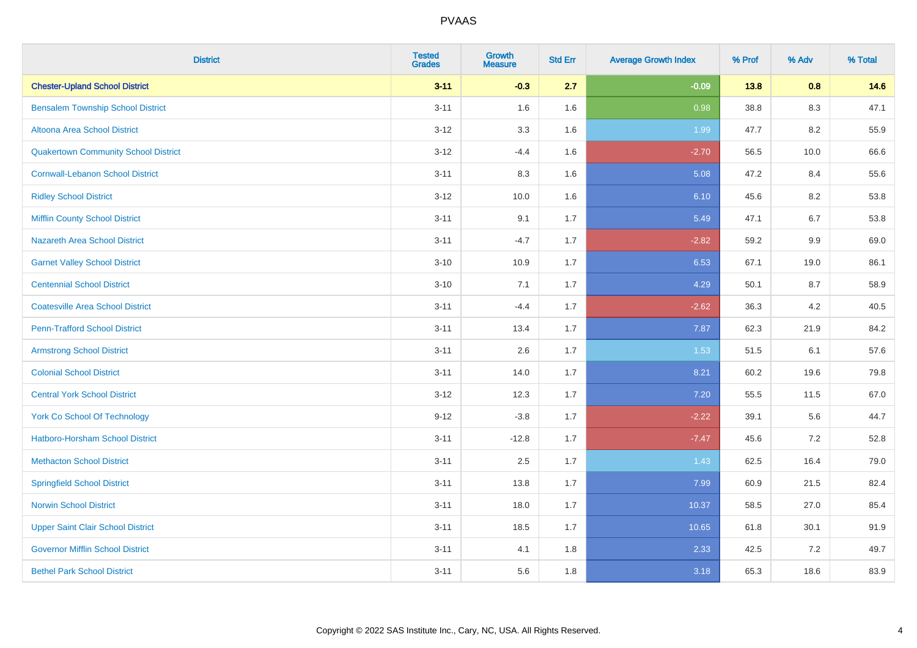# PVAAS

| District | Tested Grades | Growth Measure | Std Err | Average Growth Index | % Prof | % Adv | % Total |
|---|---|---|---|---|---|---|---|
| **Chester-Upland School District** | **3-11** | **-0.3** | **2.7** | **-0.09** | **13.8** | **0.8** | **14.6** |
| Bensalem Township School District | 3-11 | 1.6 | 1.6 | 0.98 | 38.8 | 8.3 | 47.1 |
| Altoona Area School District | 3-12 | 3.3 | 1.6 | 1.99 | 47.7 | 8.2 | 55.9 |
| Quakertown Community School District | 3-12 | -4.4 | 1.6 | -2.70 | 56.5 | 10.0 | 66.6 |
| Cornwall-Lebanon School District | 3-11 | 8.3 | 1.6 | 5.08 | 47.2 | 8.4 | 55.6 |
| Ridley School District | 3-12 | 10.0 | 1.6 | 6.10 | 45.6 | 8.2 | 53.8 |
| Mifflin County School District | 3-11 | 9.1 | 1.7 | 5.49 | 47.1 | 6.7 | 53.8 |
| Nazareth Area School District | 3-11 | -4.7 | 1.7 | -2.82 | 59.2 | 9.9 | 69.0 |
| Garnet Valley School District | 3-10 | 10.9 | 1.7 | 6.53 | 67.1 | 19.0 | 86.1 |
| Centennial School District | 3-10 | 7.1 | 1.7 | 4.29 | 50.1 | 8.7 | 58.9 |
| Coatesville Area School District | 3-11 | -4.4 | 1.7 | -2.62 | 36.3 | 4.2 | 40.5 |
| Penn-Trafford School District | 3-11 | 13.4 | 1.7 | 7.87 | 62.3 | 21.9 | 84.2 |
| Armstrong School District | 3-11 | 2.6 | 1.7 | 1.53 | 51.5 | 6.1 | 57.6 |
| Colonial School District | 3-11 | 14.0 | 1.7 | 8.21 | 60.2 | 19.6 | 79.8 |
| Central York School District | 3-12 | 12.3 | 1.7 | 7.20 | 55.5 | 11.5 | 67.0 |
| York Co School Of Technology | 9-12 | -3.8 | 1.7 | -2.22 | 39.1 | 5.6 | 44.7 |
| Hatboro-Horsham School District | 3-11 | -12.8 | 1.7 | -7.47 | 45.6 | 7.2 | 52.8 |
| Methacton School District | 3-11 | 2.5 | 1.7 | 1.43 | 62.5 | 16.4 | 79.0 |
| Springfield School District | 3-11 | 13.8 | 1.7 | 7.99 | 60.9 | 21.5 | 82.4 |
| Norwin School District | 3-11 | 18.0 | 1.7 | 10.37 | 58.5 | 27.0 | 85.4 |
| Upper Saint Clair School District | 3-11 | 18.5 | 1.7 | 10.65 | 61.8 | 30.1 | 91.9 |
| Governor Mifflin School District | 3-11 | 4.1 | 1.8 | 2.33 | 42.5 | 7.2 | 49.7 |
| Bethel Park School District | 3-11 | 5.6 | 1.8 | 3.18 | 65.3 | 18.6 | 83.9 |

Copyright © 2022 SAS Institute Inc., Cary, NC, USA. All Rights Reserved.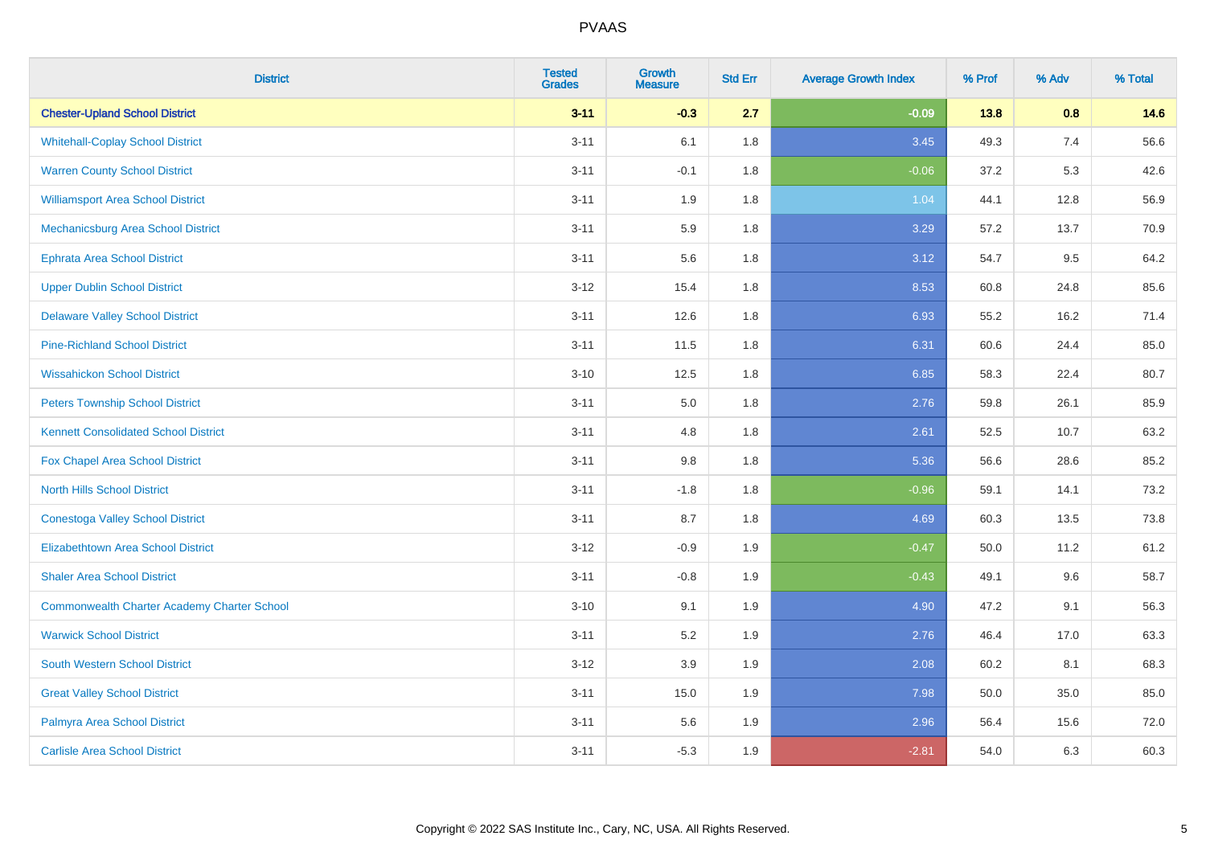# PVAAS

| District | Tested Grades | Growth Measure | Std Err | Average Growth Index | % Prof | % Adv | % Total |
|---|---|---|---|---|---|---|---|
| **Chester-Upland School District** | **3-11** | **-0.3** | **2.7** | **-0.09** | **13.8** | **0.8** | **14.6** |
| Whitehall-Coplay School District | 3-11 | 6.1 | 1.8 | 3.45 | 49.3 | 7.4 | 56.6 |
| Warren County School District | 3-11 | -0.1 | 1.8 | -0.06 | 37.2 | 5.3 | 42.6 |
| Williamsport Area School District | 3-11 | 1.9 | 1.8 | 1.04 | 44.1 | 12.8 | 56.9 |
| Mechanicsburg Area School District | 3-11 | 5.9 | 1.8 | 3.29 | 57.2 | 13.7 | 70.9 |
| Ephrata Area School District | 3-11 | 5.6 | 1.8 | 3.12 | 54.7 | 9.5 | 64.2 |
| Upper Dublin School District | 3-12 | 15.4 | 1.8 | 8.53 | 60.8 | 24.8 | 85.6 |
| Delaware Valley School District | 3-11 | 12.6 | 1.8 | 6.93 | 55.2 | 16.2 | 71.4 |
| Pine-Richland School District | 3-11 | 11.5 | 1.8 | 6.31 | 60.6 | 24.4 | 85.0 |
| Wissahickon School District | 3-10 | 12.5 | 1.8 | 6.85 | 58.3 | 22.4 | 80.7 |
| Peters Township School District | 3-11 | 5.0 | 1.8 | 2.76 | 59.8 | 26.1 | 85.9 |
| Kennett Consolidated School District | 3-11 | 4.8 | 1.8 | 2.61 | 52.5 | 10.7 | 63.2 |
| Fox Chapel Area School District | 3-11 | 9.8 | 1.8 | 5.36 | 56.6 | 28.6 | 85.2 |
| North Hills School District | 3-11 | -1.8 | 1.8 | -0.96 | 59.1 | 14.1 | 73.2 |
| Conestoga Valley School District | 3-11 | 8.7 | 1.8 | 4.69 | 60.3 | 13.5 | 73.8 |
| Elizabethtown Area School District | 3-12 | -0.9 | 1.9 | -0.47 | 50.0 | 11.2 | 61.2 |
| Shaler Area School District | 3-11 | -0.8 | 1.9 | -0.43 | 49.1 | 9.6 | 58.7 |
| Commonwealth Charter Academy Charter School | 3-10 | 9.1 | 1.9 | 4.90 | 47.2 | 9.1 | 56.3 |
| Warwick School District | 3-11 | 5.2 | 1.9 | 2.76 | 46.4 | 17.0 | 63.3 |
| South Western School District | 3-12 | 3.9 | 1.9 | 2.08 | 60.2 | 8.1 | 68.3 |
| Great Valley School District | 3-11 | 15.0 | 1.9 | 7.98 | 50.0 | 35.0 | 85.0 |
| Palmyra Area School District | 3-11 | 5.6 | 1.9 | 2.96 | 56.4 | 15.6 | 72.0 |
| Carlisle Area School District | 3-11 | -5.3 | 1.9 | -2.81 | 54.0 | 6.3 | 60.3 |

Copyright © 2022 SAS Institute Inc., Cary, NC, USA. All Rights Reserved.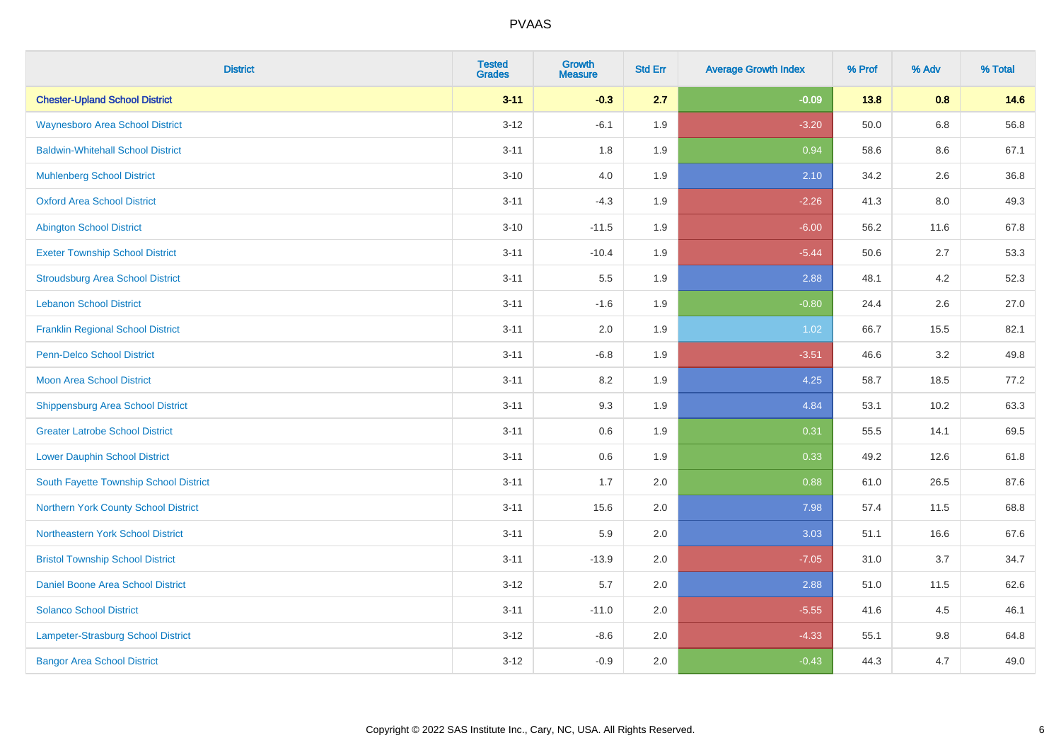| District | Tested Grades | Growth Measure | Std Err | Average Growth Index | % Prof | % Adv | % Total |
|---|---|---|---|---|---|---|---|
| **Chester-Upland School District** | **3-11** | **-0.3** | **2.7** | **-0.09** | **13.8** | **0.8** | **14.6** |
| Waynesboro Area School District | 3-12 | -6.1 | 1.9 | -3.20 | 50.0 | 6.8 | 56.8 |
| Baldwin-Whitehall School District | 3-11 | 1.8 | 1.9 | 0.94 | 58.6 | 8.6 | 67.1 |
| Muhlenberg School District | 3-10 | 4.0 | 1.9 | 2.10 | 34.2 | 2.6 | 36.8 |
| Oxford Area School District | 3-11 | -4.3 | 1.9 | -2.26 | 41.3 | 8.0 | 49.3 |
| Abington School District | 3-10 | -11.5 | 1.9 | -6.00 | 56.2 | 11.6 | 67.8 |
| Exeter Township School District | 3-11 | -10.4 | 1.9 | -5.44 | 50.6 | 2.7 | 53.3 |
| Stroudsburg Area School District | 3-11 | 5.5 | 1.9 | 2.88 | 48.1 | 4.2 | 52.3 |
| Lebanon School District | 3-11 | -1.6 | 1.9 | -0.80 | 24.4 | 2.6 | 27.0 |
| Franklin Regional School District | 3-11 | 2.0 | 1.9 | 1.02 | 66.7 | 15.5 | 82.1 |
| Penn-Delco School District | 3-11 | -6.8 | 1.9 | -3.51 | 46.6 | 3.2 | 49.8 |
| Moon Area School District | 3-11 | 8.2 | 1.9 | 4.25 | 58.7 | 18.5 | 77.2 |
| Shippensburg Area School District | 3-11 | 9.3 | 1.9 | 4.84 | 53.1 | 10.2 | 63.3 |
| Greater Latrobe School District | 3-11 | 0.6 | 1.9 | 0.31 | 55.5 | 14.1 | 69.5 |
| Lower Dauphin School District | 3-11 | 0.6 | 1.9 | 0.33 | 49.2 | 12.6 | 61.8 |
| South Fayette Township School District | 3-11 | 1.7 | 2.0 | 0.88 | 61.0 | 26.5 | 87.6 |
| Northern York County School District | 3-11 | 15.6 | 2.0 | 7.98 | 57.4 | 11.5 | 68.8 |
| Northeastern York School District | 3-11 | 5.9 | 2.0 | 3.03 | 51.1 | 16.6 | 67.6 |
| Bristol Township School District | 3-11 | -13.9 | 2.0 | -7.05 | 31.0 | 3.7 | 34.7 |
| Daniel Boone Area School District | 3-12 | 5.7 | 2.0 | 2.88 | 51.0 | 11.5 | 62.6 |
| Solanco School District | 3-11 | -11.0 | 2.0 | -5.55 | 41.6 | 4.5 | 46.1 |
| Lampeter-Strasburg School District | 3-12 | -8.6 | 2.0 | -4.33 | 55.1 | 9.8 | 64.8 |
| Bangor Area School District | 3-12 | -0.9 | 2.0 | -0.43 | 44.3 | 4.7 | 49.0 |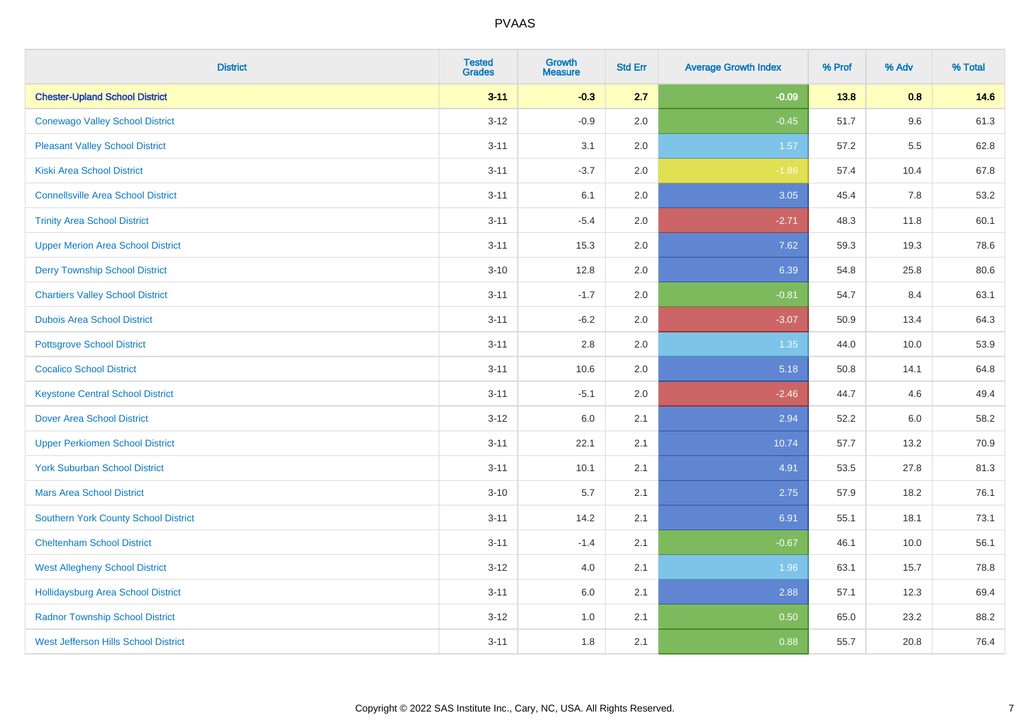| District | Tested Grades | Growth Measure | Std Err | Average Growth Index | % Prof | % Adv | % Total |
|---|---|---|---|---|---|---|---|
| **Chester-Upland School District** | **3-11** | **-0.3** | **2.7** | **-0.09** | **13.8** | **0.8** | **14.6** |
| Conewago Valley School District | 3-12 | -0.9 | 2.0 | -0.45 | 51.7 | 9.6 | 61.3 |
| Pleasant Valley School District | 3-11 | 3.1 | 2.0 | 1.57 | 57.2 | 5.5 | 62.8 |
| Kiski Area School District | 3-11 | -3.7 | 2.0 | -1.86 | 57.4 | 10.4 | 67.8 |
| Connellsville Area School District | 3-11 | 6.1 | 2.0 | 3.05 | 45.4 | 7.8 | 53.2 |
| Trinity Area School District | 3-11 | -5.4 | 2.0 | -2.71 | 48.3 | 11.8 | 60.1 |
| Upper Merion Area School District | 3-11 | 15.3 | 2.0 | 7.62 | 59.3 | 19.3 | 78.6 |
| Derry Township School District | 3-10 | 12.8 | 2.0 | 6.39 | 54.8 | 25.8 | 80.6 |
| Chartiers Valley School District | 3-11 | -1.7 | 2.0 | -0.81 | 54.7 | 8.4 | 63.1 |
| Dubois Area School District | 3-11 | -6.2 | 2.0 | -3.07 | 50.9 | 13.4 | 64.3 |
| Pottsgrove School District | 3-11 | 2.8 | 2.0 | 1.35 | 44.0 | 10.0 | 53.9 |
| Cocalico School District | 3-11 | 10.6 | 2.0 | 5.18 | 50.8 | 14.1 | 64.8 |
| Keystone Central School District | 3-11 | -5.1 | 2.0 | -2.46 | 44.7 | 4.6 | 49.4 |
| Dover Area School District | 3-12 | 6.0 | 2.1 | 2.94 | 52.2 | 6.0 | 58.2 |
| Upper Perkiomen School District | 3-11 | 22.1 | 2.1 | 10.74 | 57.7 | 13.2 | 70.9 |
| York Suburban School District | 3-11 | 10.1 | 2.1 | 4.91 | 53.5 | 27.8 | 81.3 |
| Mars Area School District | 3-10 | 5.7 | 2.1 | 2.75 | 57.9 | 18.2 | 76.1 |
| Southern York County School District | 3-11 | 14.2 | 2.1 | 6.91 | 55.1 | 18.1 | 73.1 |
| Cheltenham School District | 3-11 | -1.4 | 2.1 | -0.67 | 46.1 | 10.0 | 56.1 |
| West Allegheny School District | 3-12 | 4.0 | 2.1 | 1.96 | 63.1 | 15.7 | 78.8 |
| Hollidaysburg Area School District | 3-11 | 6.0 | 2.1 | 2.88 | 57.1 | 12.3 | 69.4 |
| Radnor Township School District | 3-12 | 1.0 | 2.1 | 0.50 | 65.0 | 23.2 | 88.2 |
| West Jefferson Hills School District | 3-11 | 1.8 | 2.1 | 0.88 | 55.7 | 20.8 | 76.4 |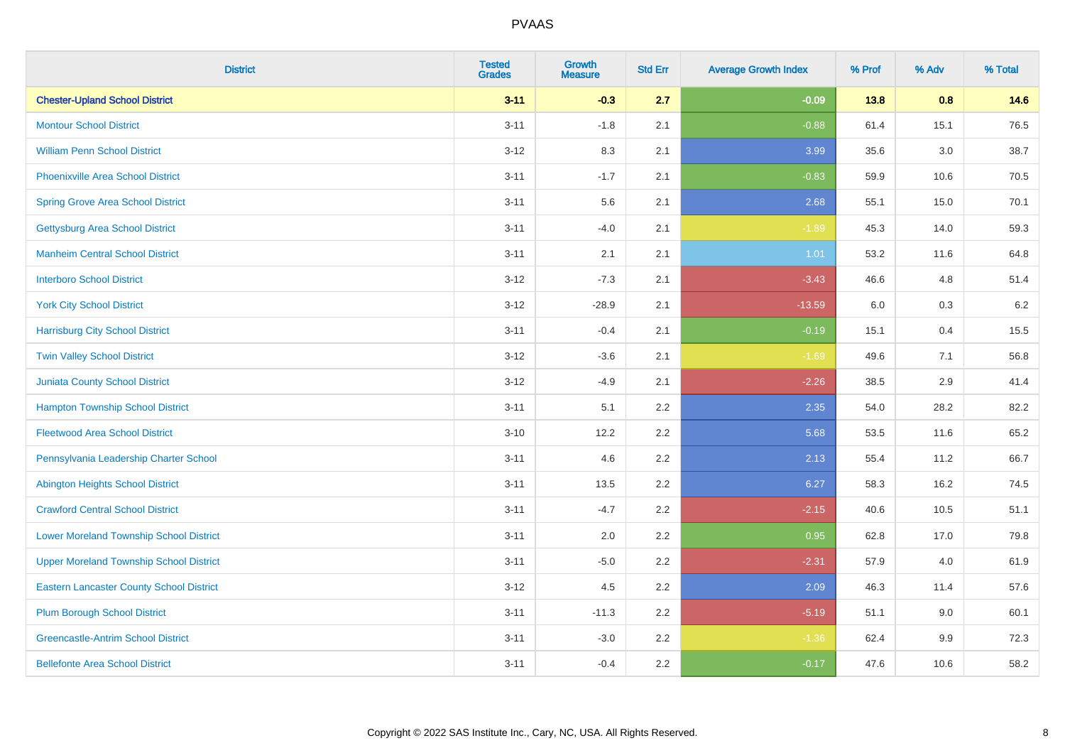# PVAAS

| District | Tested Grades | Growth Measure | Std Err | Average Growth Index | % Prof | % Adv | % Total |
|---|---|---|---|---|---|---|---|
| **Chester-Upland School District** | **3-11** | **-0.3** | **2.7** | **-0.09** | **13.8** | **0.8** | **14.6** |
| Montour School District | 3-11 | -1.8 | 2.1 | -0.88 | 61.4 | 15.1 | 76.5 |
| William Penn School District | 3-12 | 8.3 | 2.1 | 3.99 | 35.6 | 3.0 | 38.7 |
| Phoenixville Area School District | 3-11 | -1.7 | 2.1 | -0.83 | 59.9 | 10.6 | 70.5 |
| Spring Grove Area School District | 3-11 | 5.6 | 2.1 | 2.68 | 55.1 | 15.0 | 70.1 |
| Gettysburg Area School District | 3-11 | -4.0 | 2.1 | -1.89 | 45.3 | 14.0 | 59.3 |
| Manheim Central School District | 3-11 | 2.1 | 2.1 | 1.01 | 53.2 | 11.6 | 64.8 |
| Interboro School District | 3-12 | -7.3 | 2.1 | -3.43 | 46.6 | 4.8 | 51.4 |
| York City School District | 3-12 | -28.9 | 2.1 | -13.59 | 6.0 | 0.3 | 6.2 |
| Harrisburg City School District | 3-11 | -0.4 | 2.1 | -0.19 | 15.1 | 0.4 | 15.5 |
| Twin Valley School District | 3-12 | -3.6 | 2.1 | -1.69 | 49.6 | 7.1 | 56.8 |
| Juniata County School District | 3-12 | -4.9 | 2.1 | -2.26 | 38.5 | 2.9 | 41.4 |
| Hampton Township School District | 3-11 | 5.1 | 2.2 | 2.35 | 54.0 | 28.2 | 82.2 |
| Fleetwood Area School District | 3-10 | 12.2 | 2.2 | 5.68 | 53.5 | 11.6 | 65.2 |
| Pennsylvania Leadership Charter School | 3-11 | 4.6 | 2.2 | 2.13 | 55.4 | 11.2 | 66.7 |
| Abington Heights School District | 3-11 | 13.5 | 2.2 | 6.27 | 58.3 | 16.2 | 74.5 |
| Crawford Central School District | 3-11 | -4.7 | 2.2 | -2.15 | 40.6 | 10.5 | 51.1 |
| Lower Moreland Township School District | 3-11 | 2.0 | 2.2 | 0.95 | 62.8 | 17.0 | 79.8 |
| Upper Moreland Township School District | 3-11 | -5.0 | 2.2 | -2.31 | 57.9 | 4.0 | 61.9 |
| Eastern Lancaster County School District | 3-12 | 4.5 | 2.2 | 2.09 | 46.3 | 11.4 | 57.6 |
| Plum Borough School District | 3-11 | -11.3 | 2.2 | -5.19 | 51.1 | 9.0 | 60.1 |
| Greencastle-Antrim School District | 3-11 | -3.0 | 2.2 | -1.36 | 62.4 | 9.9 | 72.3 |
| Bellefonte Area School District | 3-11 | -0.4 | 2.2 | -0.17 | 47.6 | 10.6 | 58.2 |

Copyright © 2022 SAS Institute Inc., Cary, NC, USA. All Rights Reserved.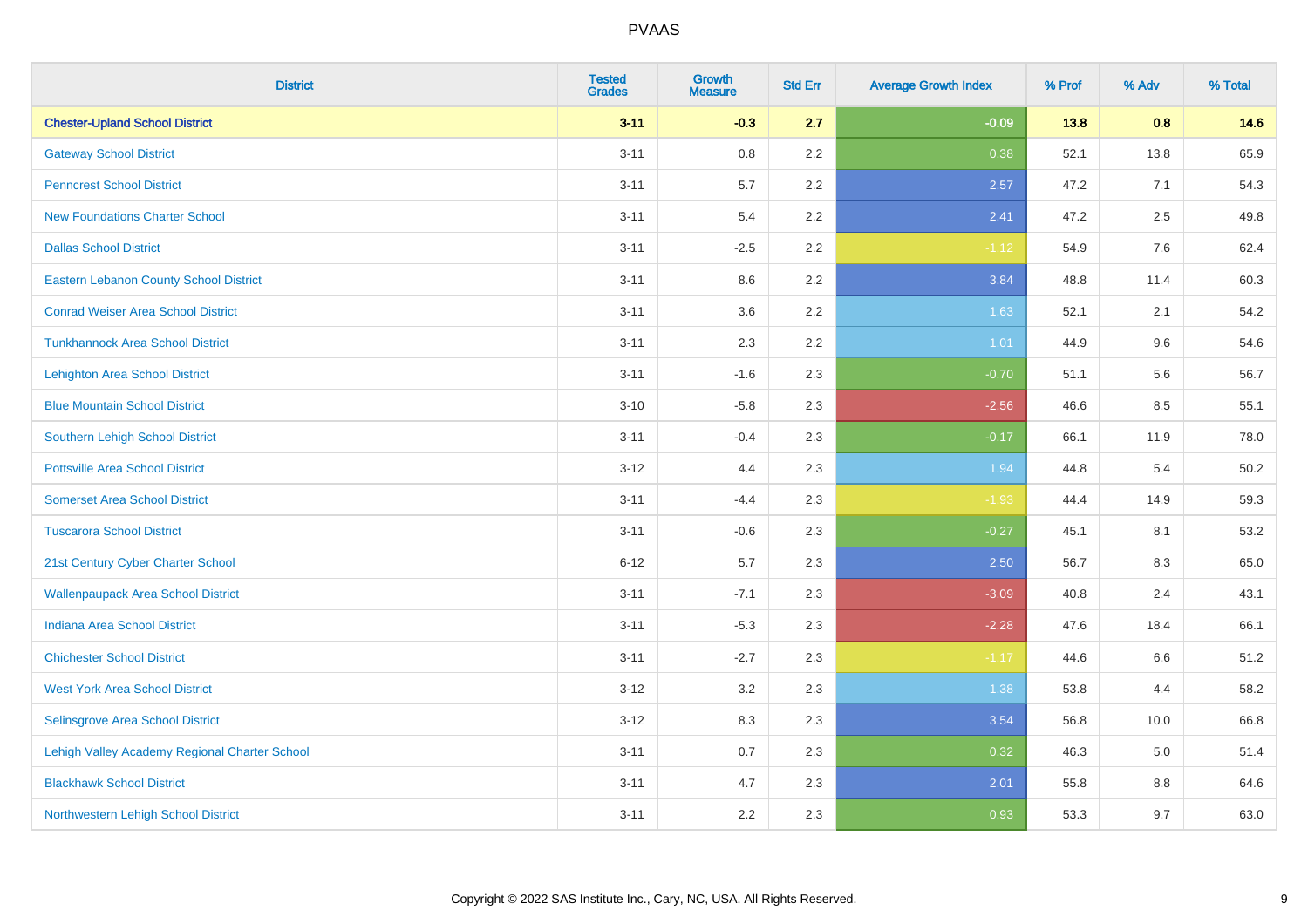| District | Tested Grades | Growth Measure | Std Err | Average Growth Index | % Prof | % Adv | % Total |
|---|---|---|---|---|---|---|---|
| **Chester-Upland School District** | **3-11** | **-0.3** | **2.7** | **-0.09** | **13.8** | **0.8** | **14.6** |
| Gateway School District | 3-11 | 0.8 | 2.2 | 0.38 | 52.1 | 13.8 | 65.9 |
| Penncrest School District | 3-11 | 5.7 | 2.2 | 2.57 | 47.2 | 7.1 | 54.3 |
| New Foundations Charter School | 3-11 | 5.4 | 2.2 | 2.41 | 47.2 | 2.5 | 49.8 |
| Dallas School District | 3-11 | -2.5 | 2.2 | -1.12 | 54.9 | 7.6 | 62.4 |
| Eastern Lebanon County School District | 3-11 | 8.6 | 2.2 | 3.84 | 48.8 | 11.4 | 60.3 |
| Conrad Weiser Area School District | 3-11 | 3.6 | 2.2 | 1.63 | 52.1 | 2.1 | 54.2 |
| Tunkhannock Area School District | 3-11 | 2.3 | 2.2 | 1.01 | 44.9 | 9.6 | 54.6 |
| Lehighton Area School District | 3-11 | -1.6 | 2.3 | -0.70 | 51.1 | 5.6 | 56.7 |
| Blue Mountain School District | 3-10 | -5.8 | 2.3 | -2.56 | 46.6 | 8.5 | 55.1 |
| Southern Lehigh School District | 3-11 | -0.4 | 2.3 | -0.17 | 66.1 | 11.9 | 78.0 |
| Pottsville Area School District | 3-12 | 4.4 | 2.3 | 1.94 | 44.8 | 5.4 | 50.2 |
| Somerset Area School District | 3-11 | -4.4 | 2.3 | -1.93 | 44.4 | 14.9 | 59.3 |
| Tuscarora School District | 3-11 | -0.6 | 2.3 | -0.27 | 45.1 | 8.1 | 53.2 |
| 21st Century Cyber Charter School | 6-12 | 5.7 | 2.3 | 2.50 | 56.7 | 8.3 | 65.0 |
| Wallenpaupack Area School District | 3-11 | -7.1 | 2.3 | -3.09 | 40.8 | 2.4 | 43.1 |
| Indiana Area School District | 3-11 | -5.3 | 2.3 | -2.28 | 47.6 | 18.4 | 66.1 |
| Chichester School District | 3-11 | -2.7 | 2.3 | -1.17 | 44.6 | 6.6 | 51.2 |
| West York Area School District | 3-12 | 3.2 | 2.3 | 1.38 | 53.8 | 4.4 | 58.2 |
| Selinsgrove Area School District | 3-12 | 8.3 | 2.3 | 3.54 | 56.8 | 10.0 | 66.8 |
| Lehigh Valley Academy Regional Charter School | 3-11 | 0.7 | 2.3 | 0.32 | 46.3 | 5.0 | 51.4 |
| Blackhawk School District | 3-11 | 4.7 | 2.3 | 2.01 | 55.8 | 8.8 | 64.6 |
| Northwestern Lehigh School District | 3-11 | 2.2 | 2.3 | 0.93 | 53.3 | 9.7 | 63.0 |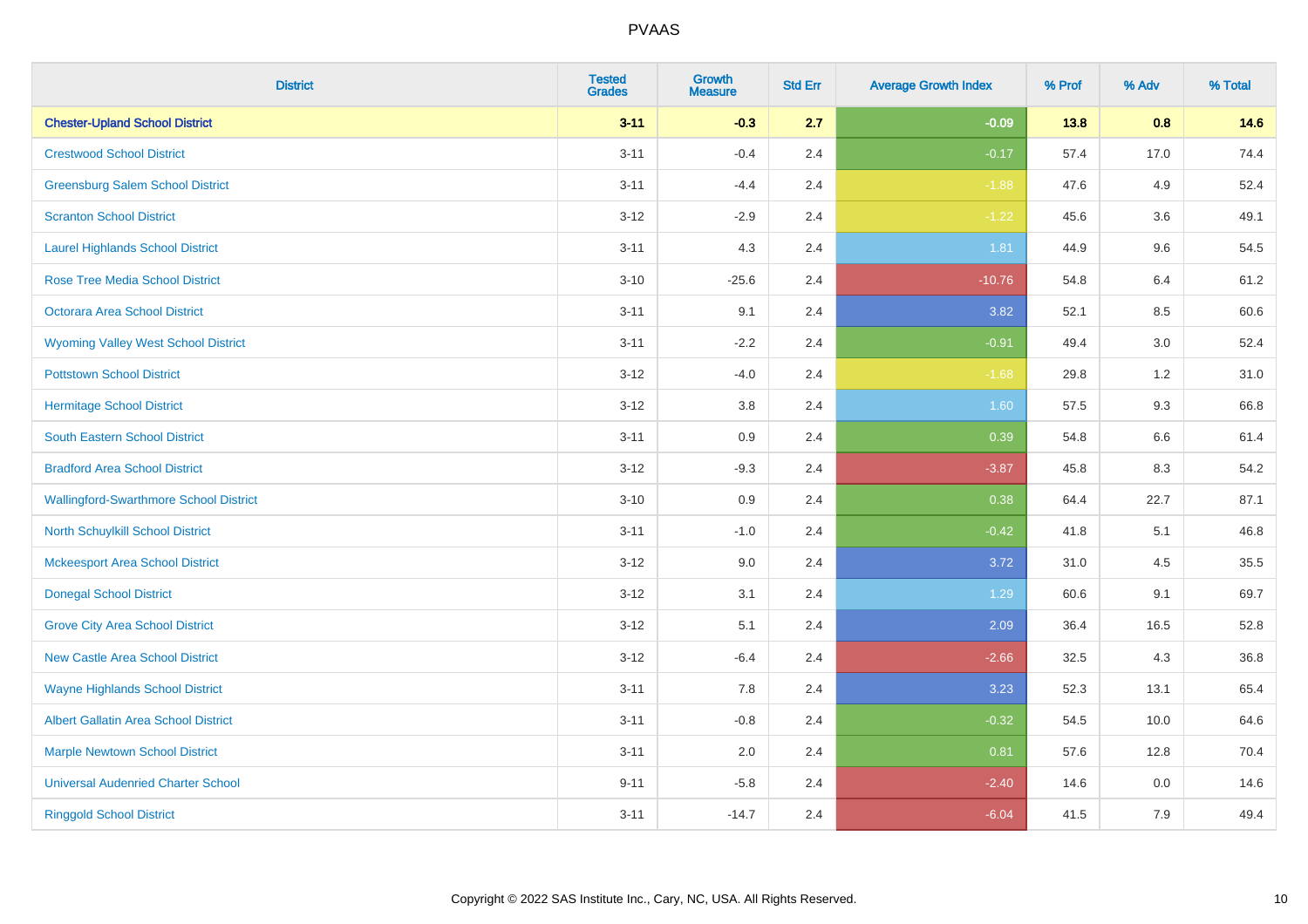| District | Tested Grades | Growth Measure | Std Err | Average Growth Index | % Prof | % Adv | % Total |
|---|---|---|---|---|---|---|---|
| **Chester-Upland School District** | **3-11** | **-0.3** | **2.7** | **-0.09** | **13.8** | **0.8** | **14.6** |
| Crestwood School District | 3-11 | -0.4 | 2.4 | -0.17 | 57.4 | 17.0 | 74.4 |
| Greensburg Salem School District | 3-11 | -4.4 | 2.4 | -1.88 | 47.6 | 4.9 | 52.4 |
| Scranton School District | 3-12 | -2.9 | 2.4 | -1.22 | 45.6 | 3.6 | 49.1 |
| Laurel Highlands School District | 3-11 | 4.3 | 2.4 | 1.81 | 44.9 | 9.6 | 54.5 |
| Rose Tree Media School District | 3-10 | -25.6 | 2.4 | -10.76 | 54.8 | 6.4 | 61.2 |
| Octorara Area School District | 3-11 | 9.1 | 2.4 | 3.82 | 52.1 | 8.5 | 60.6 |
| Wyoming Valley West School District | 3-11 | -2.2 | 2.4 | -0.91 | 49.4 | 3.0 | 52.4 |
| Pottstown School District | 3-12 | -4.0 | 2.4 | -1.68 | 29.8 | 1.2 | 31.0 |
| Hermitage School District | 3-12 | 3.8 | 2.4 | 1.60 | 57.5 | 9.3 | 66.8 |
| South Eastern School District | 3-11 | 0.9 | 2.4 | 0.39 | 54.8 | 6.6 | 61.4 |
| Bradford Area School District | 3-12 | -9.3 | 2.4 | -3.87 | 45.8 | 8.3 | 54.2 |
| Wallingford-Swarthmore School District | 3-10 | 0.9 | 2.4 | 0.38 | 64.4 | 22.7 | 87.1 |
| North Schuylkill School District | 3-11 | -1.0 | 2.4 | -0.42 | 41.8 | 5.1 | 46.8 |
| Mckeesport Area School District | 3-12 | 9.0 | 2.4 | 3.72 | 31.0 | 4.5 | 35.5 |
| Donegal School District | 3-12 | 3.1 | 2.4 | 1.29 | 60.6 | 9.1 | 69.7 |
| Grove City Area School District | 3-12 | 5.1 | 2.4 | 2.09 | 36.4 | 16.5 | 52.8 |
| New Castle Area School District | 3-12 | -6.4 | 2.4 | -2.66 | 32.5 | 4.3 | 36.8 |
| Wayne Highlands School District | 3-11 | 7.8 | 2.4 | 3.23 | 52.3 | 13.1 | 65.4 |
| Albert Gallatin Area School District | 3-11 | -0.8 | 2.4 | -0.32 | 54.5 | 10.0 | 64.6 |
| Marple Newtown School District | 3-11 | 2.0 | 2.4 | 0.81 | 57.6 | 12.8 | 70.4 |
| Universal Audenried Charter School | 9-11 | -5.8 | 2.4 | -2.40 | 14.6 | 0.0 | 14.6 |
| Ringgold School District | 3-11 | -14.7 | 2.4 | -6.04 | 41.5 | 7.9 | 49.4 |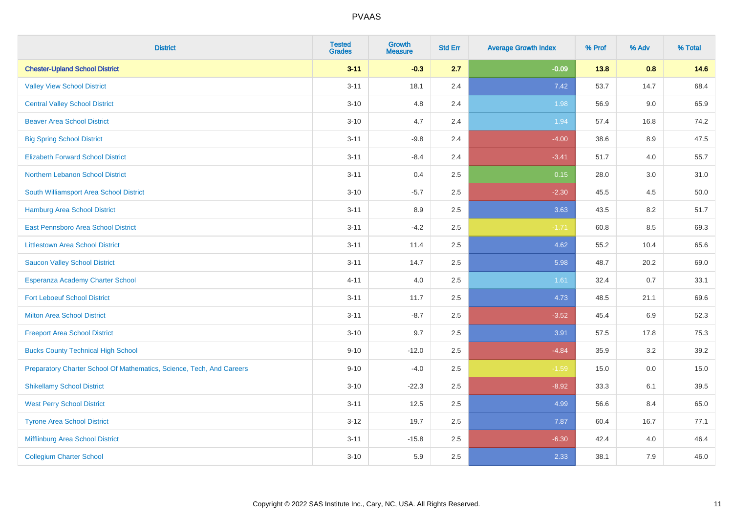# PVAAS

| District | Tested Grades | Growth Measure | Std Err | Average Growth Index | % Prof | % Adv | % Total |
|---|---|---|---|---|---|---|---|
| **Chester-Upland School District** | **3-11** | **-0.3** | **2.7** | **-0.09** | **13.8** | **0.8** | **14.6** |
| Valley View School District | 3-11 | 18.1 | 2.4 | 7.42 | 53.7 | 14.7 | 68.4 |
| Central Valley School District | 3-10 | 4.8 | 2.4 | 1.98 | 56.9 | 9.0 | 65.9 |
| Beaver Area School District | 3-10 | 4.7 | 2.4 | 1.94 | 57.4 | 16.8 | 74.2 |
| Big Spring School District | 3-11 | -9.8 | 2.4 | -4.00 | 38.6 | 8.9 | 47.5 |
| Elizabeth Forward School District | 3-11 | -8.4 | 2.4 | -3.41 | 51.7 | 4.0 | 55.7 |
| Northern Lebanon School District | 3-11 | 0.4 | 2.5 | 0.15 | 28.0 | 3.0 | 31.0 |
| South Williamsport Area School District | 3-10 | -5.7 | 2.5 | -2.30 | 45.5 | 4.5 | 50.0 |
| Hamburg Area School District | 3-11 | 8.9 | 2.5 | 3.63 | 43.5 | 8.2 | 51.7 |
| East Pennsboro Area School District | 3-11 | -4.2 | 2.5 | -1.71 | 60.8 | 8.5 | 69.3 |
| Littlestown Area School District | 3-11 | 11.4 | 2.5 | 4.62 | 55.2 | 10.4 | 65.6 |
| Saucon Valley School District | 3-11 | 14.7 | 2.5 | 5.98 | 48.7 | 20.2 | 69.0 |
| Esperanza Academy Charter School | 4-11 | 4.0 | 2.5 | 1.61 | 32.4 | 0.7 | 33.1 |
| Fort Leboeuf School District | 3-11 | 11.7 | 2.5 | 4.73 | 48.5 | 21.1 | 69.6 |
| Milton Area School District | 3-11 | -8.7 | 2.5 | -3.52 | 45.4 | 6.9 | 52.3 |
| Freeport Area School District | 3-10 | 9.7 | 2.5 | 3.91 | 57.5 | 17.8 | 75.3 |
| Bucks County Technical High School | 9-10 | -12.0 | 2.5 | -4.84 | 35.9 | 3.2 | 39.2 |
| Preparatory Charter School Of Mathematics, Science, Tech, And Careers | 9-10 | -4.0 | 2.5 | -1.59 | 15.0 | 0.0 | 15.0 |
| Shikellamy School District | 3-10 | -22.3 | 2.5 | -8.92 | 33.3 | 6.1 | 39.5 |
| West Perry School District | 3-11 | 12.5 | 2.5 | 4.99 | 56.6 | 8.4 | 65.0 |
| Tyrone Area School District | 3-12 | 19.7 | 2.5 | 7.87 | 60.4 | 16.7 | 77.1 |
| Mifflinburg Area School District | 3-11 | -15.8 | 2.5 | -6.30 | 42.4 | 4.0 | 46.4 |
| Collegium Charter School | 3-10 | 5.9 | 2.5 | 2.33 | 38.1 | 7.9 | 46.0 |

Copyright © 2022 SAS Institute Inc., Cary, NC, USA. All Rights Reserved.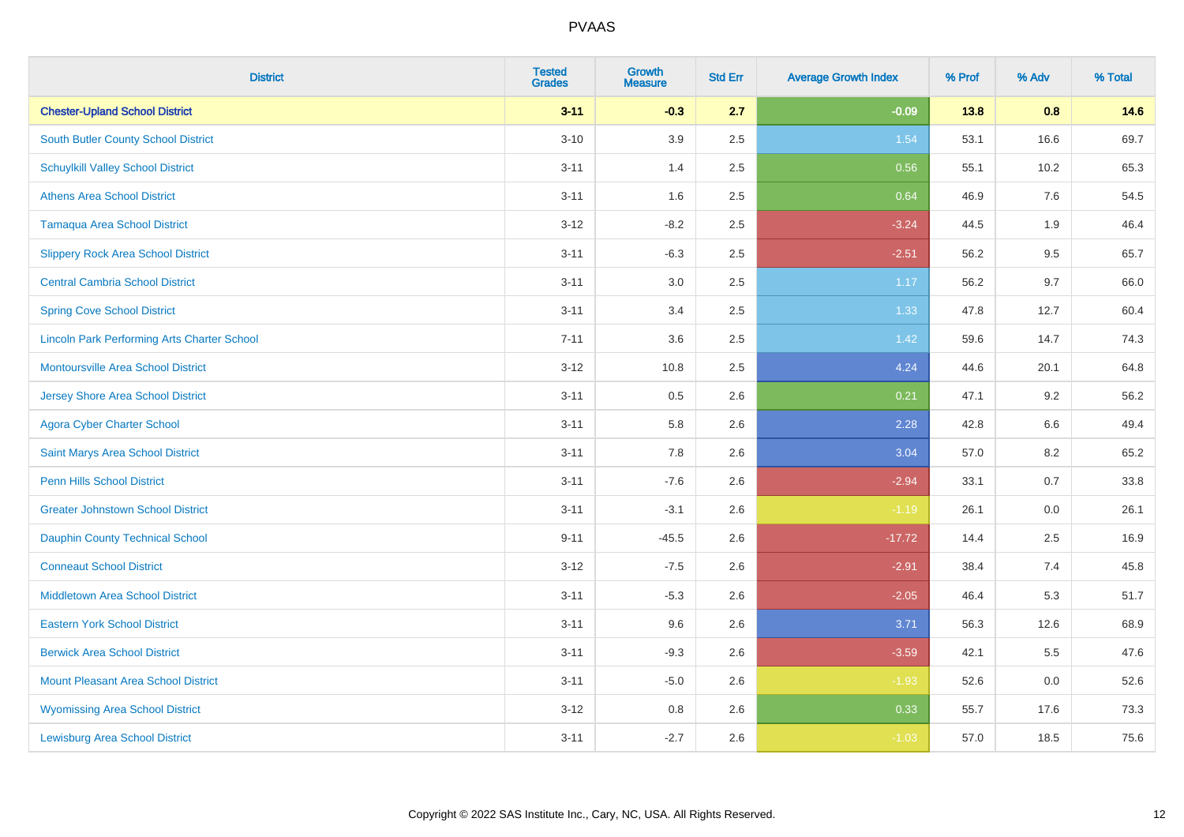| District | Tested Grades | Growth Measure | Std Err | Average Growth Index | % Prof | % Adv | % Total |
|---|---|---|---|---|---|---|---|
| **Chester-Upland School District** | **3-11** | **-0.3** | **2.7** | **-0.09** | **13.8** | **0.8** | **14.6** |
| South Butler County School District | 3-10 | 3.9 | 2.5 | 1.54 | 53.1 | 16.6 | 69.7 |
| Schuylkill Valley School District | 3-11 | 1.4 | 2.5 | 0.56 | 55.1 | 10.2 | 65.3 |
| Athens Area School District | 3-11 | 1.6 | 2.5 | 0.64 | 46.9 | 7.6 | 54.5 |
| Tamaqua Area School District | 3-12 | -8.2 | 2.5 | -3.24 | 44.5 | 1.9 | 46.4 |
| Slippery Rock Area School District | 3-11 | -6.3 | 2.5 | -2.51 | 56.2 | 9.5 | 65.7 |
| Central Cambria School District | 3-11 | 3.0 | 2.5 | 1.17 | 56.2 | 9.7 | 66.0 |
| Spring Cove School District | 3-11 | 3.4 | 2.5 | 1.33 | 47.8 | 12.7 | 60.4 |
| Lincoln Park Performing Arts Charter School | 7-11 | 3.6 | 2.5 | 1.42 | 59.6 | 14.7 | 74.3 |
| Montoursville Area School District | 3-12 | 10.8 | 2.5 | 4.24 | 44.6 | 20.1 | 64.8 |
| Jersey Shore Area School District | 3-11 | 0.5 | 2.6 | 0.21 | 47.1 | 9.2 | 56.2 |
| Agora Cyber Charter School | 3-11 | 5.8 | 2.6 | 2.28 | 42.8 | 6.6 | 49.4 |
| Saint Marys Area School District | 3-11 | 7.8 | 2.6 | 3.04 | 57.0 | 8.2 | 65.2 |
| Penn Hills School District | 3-11 | -7.6 | 2.6 | -2.94 | 33.1 | 0.7 | 33.8 |
| Greater Johnstown School District | 3-11 | -3.1 | 2.6 | -1.19 | 26.1 | 0.0 | 26.1 |
| Dauphin County Technical School | 9-11 | -45.5 | 2.6 | -17.72 | 14.4 | 2.5 | 16.9 |
| Conneaut School District | 3-12 | -7.5 | 2.6 | -2.91 | 38.4 | 7.4 | 45.8 |
| Middletown Area School District | 3-11 | -5.3 | 2.6 | -2.05 | 46.4 | 5.3 | 51.7 |
| Eastern York School District | 3-11 | 9.6 | 2.6 | 3.71 | 56.3 | 12.6 | 68.9 |
| Berwick Area School District | 3-11 | -9.3 | 2.6 | -3.59 | 42.1 | 5.5 | 47.6 |
| Mount Pleasant Area School District | 3-11 | -5.0 | 2.6 | -1.93 | 52.6 | 0.0 | 52.6 |
| Wyomissing Area School District | 3-12 | 0.8 | 2.6 | 0.33 | 55.7 | 17.6 | 73.3 |
| Lewisburg Area School District | 3-11 | -2.7 | 2.6 | -1.03 | 57.0 | 18.5 | 75.6 |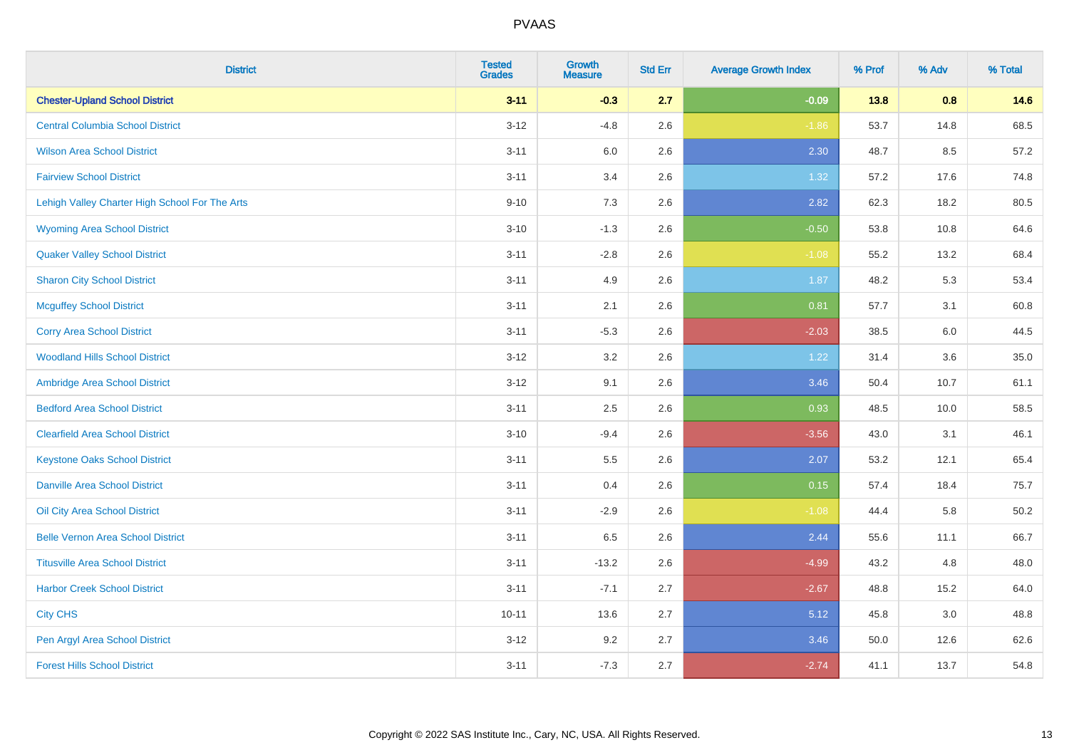# PVAAS

| District | Tested Grades | Growth Measure | Std Err | Average Growth Index | % Prof | % Adv | % Total |
|---|---|---|---|---|---|---|---|
| **Chester-Upland School District** | **3-11** | **-0.3** | **2.7** | **-0.09** | **13.8** | **0.8** | **14.6** |
| Central Columbia School District | 3-12 | -4.8 | 2.6 | -1.86 | 53.7 | 14.8 | 68.5 |
| Wilson Area School District | 3-11 | 6.0 | 2.6 | 2.30 | 48.7 | 8.5 | 57.2 |
| Fairview School District | 3-11 | 3.4 | 2.6 | 1.32 | 57.2 | 17.6 | 74.8 |
| Lehigh Valley Charter High School For The Arts | 9-10 | 7.3 | 2.6 | 2.82 | 62.3 | 18.2 | 80.5 |
| Wyoming Area School District | 3-10 | -1.3 | 2.6 | -0.50 | 53.8 | 10.8 | 64.6 |
| Quaker Valley School District | 3-11 | -2.8 | 2.6 | -1.08 | 55.2 | 13.2 | 68.4 |
| Sharon City School District | 3-11 | 4.9 | 2.6 | 1.87 | 48.2 | 5.3 | 53.4 |
| Mcguffey School District | 3-11 | 2.1 | 2.6 | 0.81 | 57.7 | 3.1 | 60.8 |
| Corry Area School District | 3-11 | -5.3 | 2.6 | -2.03 | 38.5 | 6.0 | 44.5 |
| Woodland Hills School District | 3-12 | 3.2 | 2.6 | 1.22 | 31.4 | 3.6 | 35.0 |
| Ambridge Area School District | 3-12 | 9.1 | 2.6 | 3.46 | 50.4 | 10.7 | 61.1 |
| Bedford Area School District | 3-11 | 2.5 | 2.6 | 0.93 | 48.5 | 10.0 | 58.5 |
| Clearfield Area School District | 3-10 | -9.4 | 2.6 | -3.56 | 43.0 | 3.1 | 46.1 |
| Keystone Oaks School District | 3-11 | 5.5 | 2.6 | 2.07 | 53.2 | 12.1 | 65.4 |
| Danville Area School District | 3-11 | 0.4 | 2.6 | 0.15 | 57.4 | 18.4 | 75.7 |
| Oil City Area School District | 3-11 | -2.9 | 2.6 | -1.08 | 44.4 | 5.8 | 50.2 |
| Belle Vernon Area School District | 3-11 | 6.5 | 2.6 | 2.44 | 55.6 | 11.1 | 66.7 |
| Titusville Area School District | 3-11 | -13.2 | 2.6 | -4.99 | 43.2 | 4.8 | 48.0 |
| Harbor Creek School District | 3-11 | -7.1 | 2.7 | -2.67 | 48.8 | 15.2 | 64.0 |
| City CHS | 10-11 | 13.6 | 2.7 | 5.12 | 45.8 | 3.0 | 48.8 |
| Pen Argyl Area School District | 3-12 | 9.2 | 2.7 | 3.46 | 50.0 | 12.6 | 62.6 |
| Forest Hills School District | 3-11 | -7.3 | 2.7 | -2.74 | 41.1 | 13.7 | 54.8 |

Copyright © 2022 SAS Institute Inc., Cary, NC, USA. All Rights Reserved.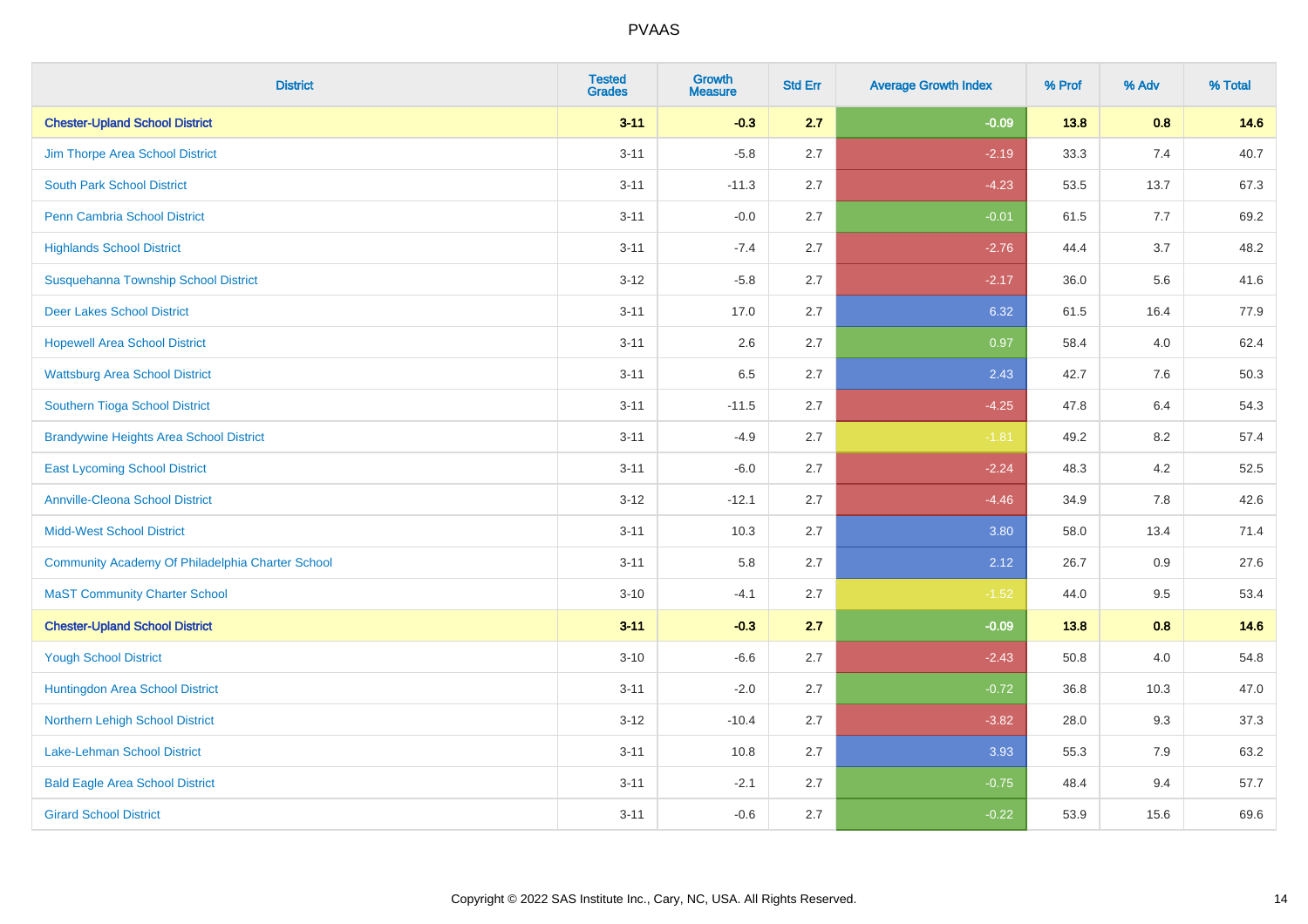| District | Tested Grades | Growth Measure | Std Err | Average Growth Index | % Prof | % Adv | % Total |
|---|---|---|---|---|---|---|---|
| **Chester-Upland School District** | **3-11** | **-0.3** | **2.7** | **-0.09** | **13.8** | **0.8** | **14.6** |
| Jim Thorpe Area School District | 3-11 | -5.8 | 2.7 | -2.19 | 33.3 | 7.4 | 40.7 |
| South Park School District | 3-11 | -11.3 | 2.7 | -4.23 | 53.5 | 13.7 | 67.3 |
| Penn Cambria School District | 3-11 | -0.0 | 2.7 | -0.01 | 61.5 | 7.7 | 69.2 |
| Highlands School District | 3-11 | -7.4 | 2.7 | -2.76 | 44.4 | 3.7 | 48.2 |
| Susquehanna Township School District | 3-12 | -5.8 | 2.7 | -2.17 | 36.0 | 5.6 | 41.6 |
| Deer Lakes School District | 3-11 | 17.0 | 2.7 | 6.32 | 61.5 | 16.4 | 77.9 |
| Hopewell Area School District | 3-11 | 2.6 | 2.7 | 0.97 | 58.4 | 4.0 | 62.4 |
| Wattsburg Area School District | 3-11 | 6.5 | 2.7 | 2.43 | 42.7 | 7.6 | 50.3 |
| Southern Tioga School District | 3-11 | -11.5 | 2.7 | -4.25 | 47.8 | 6.4 | 54.3 |
| Brandywine Heights Area School District | 3-11 | -4.9 | 2.7 | -1.81 | 49.2 | 8.2 | 57.4 |
| East Lycoming School District | 3-11 | -6.0 | 2.7 | -2.24 | 48.3 | 4.2 | 52.5 |
| Annville-Cleona School District | 3-12 | -12.1 | 2.7 | -4.46 | 34.9 | 7.8 | 42.6 |
| Midd-West School District | 3-11 | 10.3 | 2.7 | 3.80 | 58.0 | 13.4 | 71.4 |
| Community Academy Of Philadelphia Charter School | 3-11 | 5.8 | 2.7 | 2.12 | 26.7 | 0.9 | 27.6 |
| MaST Community Charter School | 3-10 | -4.1 | 2.7 | -1.52 | 44.0 | 9.5 | 53.4 |
| **Chester-Upland School District** | **3-11** | **-0.3** | **2.7** | **-0.09** | **13.8** | **0.8** | **14.6** |
| Yough School District | 3-10 | -6.6 | 2.7 | -2.43 | 50.8 | 4.0 | 54.8 |
| Huntingdon Area School District | 3-11 | -2.0 | 2.7 | -0.72 | 36.8 | 10.3 | 47.0 |
| Northern Lehigh School District | 3-12 | -10.4 | 2.7 | -3.82 | 28.0 | 9.3 | 37.3 |
| Lake-Lehman School District | 3-11 | 10.8 | 2.7 | 3.93 | 55.3 | 7.9 | 63.2 |
| Bald Eagle Area School District | 3-11 | -2.1 | 2.7 | -0.75 | 48.4 | 9.4 | 57.7 |
| Girard School District | 3-11 | -0.6 | 2.7 | -0.22 | 53.9 | 15.6 | 69.6 |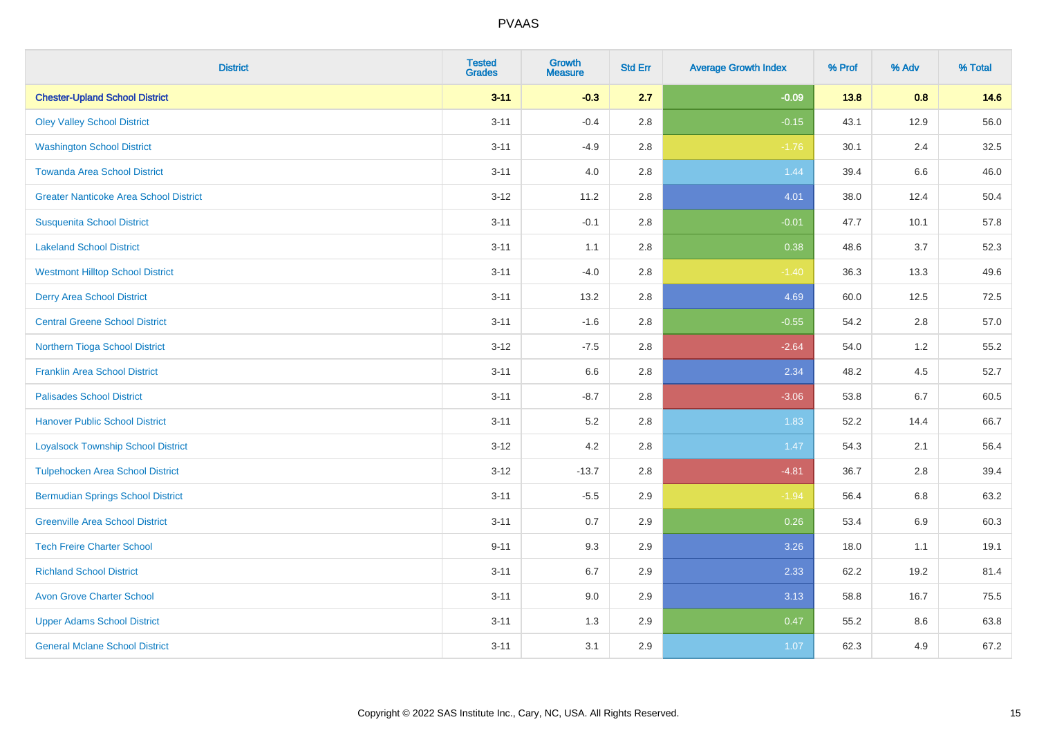| District | Tested Grades | Growth Measure | Std Err | Average Growth Index | % Prof | % Adv | % Total |
|---|---|---|---|---|---|---|---|
| **Chester-Upland School District** | **3-11** | **-0.3** | **2.7** | **-0.09** | **13.8** | **0.8** | **14.6** |
| Oley Valley School District | 3-11 | -0.4 | 2.8 | -0.15 | 43.1 | 12.9 | 56.0 |
| Washington School District | 3-11 | -4.9 | 2.8 | -1.76 | 30.1 | 2.4 | 32.5 |
| Towanda Area School District | 3-11 | 4.0 | 2.8 | 1.44 | 39.4 | 6.6 | 46.0 |
| Greater Nanticoke Area School District | 3-12 | 11.2 | 2.8 | 4.01 | 38.0 | 12.4 | 50.4 |
| Susquenita School District | 3-11 | -0.1 | 2.8 | -0.01 | 47.7 | 10.1 | 57.8 |
| Lakeland School District | 3-11 | 1.1 | 2.8 | 0.38 | 48.6 | 3.7 | 52.3 |
| Westmont Hilltop School District | 3-11 | -4.0 | 2.8 | -1.40 | 36.3 | 13.3 | 49.6 |
| Derry Area School District | 3-11 | 13.2 | 2.8 | 4.69 | 60.0 | 12.5 | 72.5 |
| Central Greene School District | 3-11 | -1.6 | 2.8 | -0.55 | 54.2 | 2.8 | 57.0 |
| Northern Tioga School District | 3-12 | -7.5 | 2.8 | -2.64 | 54.0 | 1.2 | 55.2 |
| Franklin Area School District | 3-11 | 6.6 | 2.8 | 2.34 | 48.2 | 4.5 | 52.7 |
| Palisades School District | 3-11 | -8.7 | 2.8 | -3.06 | 53.8 | 6.7 | 60.5 |
| Hanover Public School District | 3-11 | 5.2 | 2.8 | 1.83 | 52.2 | 14.4 | 66.7 |
| Loyalsock Township School District | 3-12 | 4.2 | 2.8 | 1.47 | 54.3 | 2.1 | 56.4 |
| Tulpehocken Area School District | 3-12 | -13.7 | 2.8 | -4.81 | 36.7 | 2.8 | 39.4 |
| Bermudian Springs School District | 3-11 | -5.5 | 2.9 | -1.94 | 56.4 | 6.8 | 63.2 |
| Greenville Area School District | 3-11 | 0.7 | 2.9 | 0.26 | 53.4 | 6.9 | 60.3 |
| Tech Freire Charter School | 9-11 | 9.3 | 2.9 | 3.26 | 18.0 | 1.1 | 19.1 |
| Richland School District | 3-11 | 6.7 | 2.9 | 2.33 | 62.2 | 19.2 | 81.4 |
| Avon Grove Charter School | 3-11 | 9.0 | 2.9 | 3.13 | 58.8 | 16.7 | 75.5 |
| Upper Adams School District | 3-11 | 1.3 | 2.9 | 0.47 | 55.2 | 8.6 | 63.8 |
| General Mclane School District | 3-11 | 3.1 | 2.9 | 1.07 | 62.3 | 4.9 | 67.2 |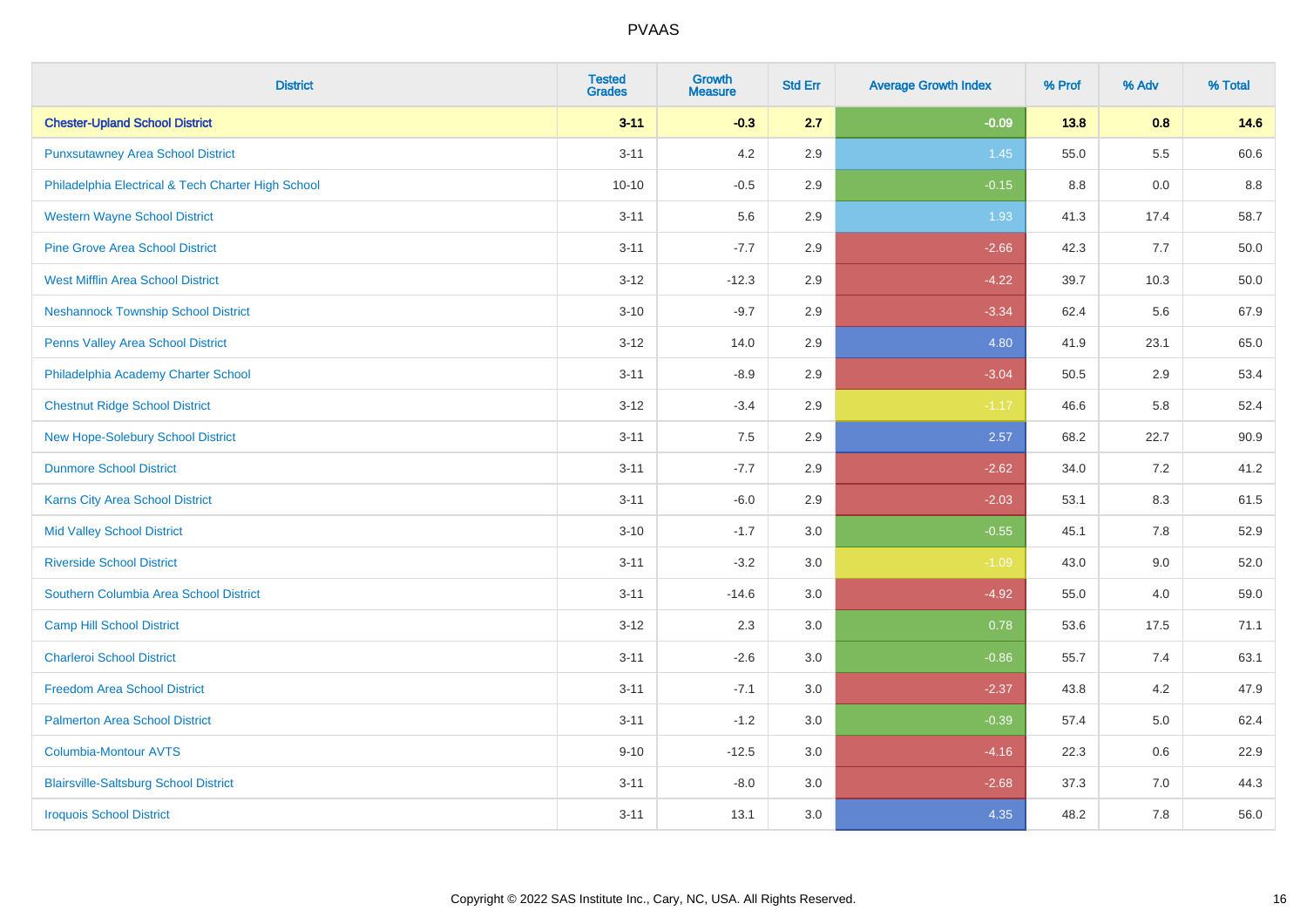| District | Tested Grades | Growth Measure | Std Err | Average Growth Index | % Prof | % Adv | % Total |
|---|---|---|---|---|---|---|---|
| **Chester-Upland School District** | **3-11** | **-0.3** | **2.7** | **-0.09** | **13.8** | **0.8** | **14.6** |
| Punxsutawney Area School District | 3-11 | 4.2 | 2.9 | 1.45 | 55.0 | 5.5 | 60.6 |
| Philadelphia Electrical & Tech Charter High School | 10-10 | -0.5 | 2.9 | -0.15 | 8.8 | 0.0 | 8.8 |
| Western Wayne School District | 3-11 | 5.6 | 2.9 | 1.93 | 41.3 | 17.4 | 58.7 |
| Pine Grove Area School District | 3-11 | -7.7 | 2.9 | -2.66 | 42.3 | 7.7 | 50.0 |
| West Mifflin Area School District | 3-12 | -12.3 | 2.9 | -4.22 | 39.7 | 10.3 | 50.0 |
| Neshannock Township School District | 3-10 | -9.7 | 2.9 | -3.34 | 62.4 | 5.6 | 67.9 |
| Penns Valley Area School District | 3-12 | 14.0 | 2.9 | 4.80 | 41.9 | 23.1 | 65.0 |
| Philadelphia Academy Charter School | 3-11 | -8.9 | 2.9 | -3.04 | 50.5 | 2.9 | 53.4 |
| Chestnut Ridge School District | 3-12 | -3.4 | 2.9 | -1.17 | 46.6 | 5.8 | 52.4 |
| New Hope-Solebury School District | 3-11 | 7.5 | 2.9 | 2.57 | 68.2 | 22.7 | 90.9 |
| Dunmore School District | 3-11 | -7.7 | 2.9 | -2.62 | 34.0 | 7.2 | 41.2 |
| Karns City Area School District | 3-11 | -6.0 | 2.9 | -2.03 | 53.1 | 8.3 | 61.5 |
| Mid Valley School District | 3-10 | -1.7 | 3.0 | -0.55 | 45.1 | 7.8 | 52.9 |
| Riverside School District | 3-11 | -3.2 | 3.0 | -1.09 | 43.0 | 9.0 | 52.0 |
| Southern Columbia Area School District | 3-11 | -14.6 | 3.0 | -4.92 | 55.0 | 4.0 | 59.0 |
| Camp Hill School District | 3-12 | 2.3 | 3.0 | 0.78 | 53.6 | 17.5 | 71.1 |
| Charleroi School District | 3-11 | -2.6 | 3.0 | -0.86 | 55.7 | 7.4 | 63.1 |
| Freedom Area School District | 3-11 | -7.1 | 3.0 | -2.37 | 43.8 | 4.2 | 47.9 |
| Palmerton Area School District | 3-11 | -1.2 | 3.0 | -0.39 | 57.4 | 5.0 | 62.4 |
| Columbia-Montour AVTS | 9-10 | -12.5 | 3.0 | -4.16 | 22.3 | 0.6 | 22.9 |
| Blairsville-Saltsburg School District | 3-11 | -8.0 | 3.0 | -2.68 | 37.3 | 7.0 | 44.3 |
| Iroquois School District | 3-11 | 13.1 | 3.0 | 4.35 | 48.2 | 7.8 | 56.0 |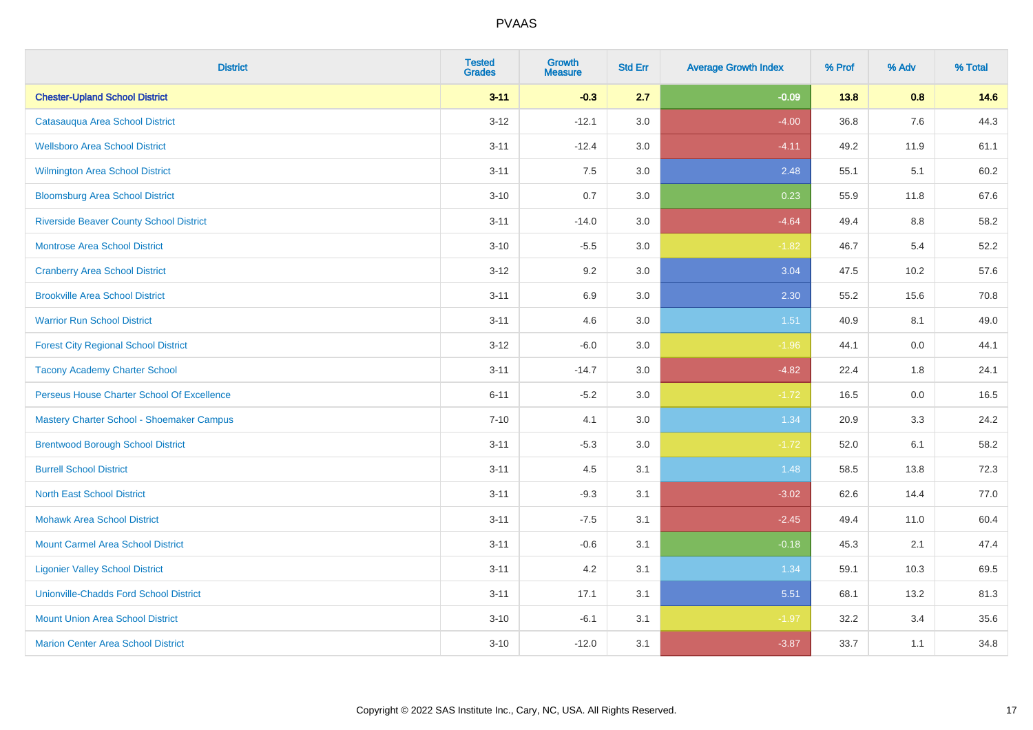PVAAS

| District | Tested Grades | Growth Measure | Std Err | Average Growth Index | % Prof | % Adv | % Total |
|---|---|---|---|---|---|---|---|
| **Chester-Upland School District** | **3-11** | **-0.3** | **2.7** | **-0.09** | **13.8** | **0.8** | **14.6** |
| Catasauqua Area School District | 3-12 | -12.1 | 3.0 | -4.00 | 36.8 | 7.6 | 44.3 |
| Wellsboro Area School District | 3-11 | -12.4 | 3.0 | -4.11 | 49.2 | 11.9 | 61.1 |
| Wilmington Area School District | 3-11 | 7.5 | 3.0 | 2.48 | 55.1 | 5.1 | 60.2 |
| Bloomsburg Area School District | 3-10 | 0.7 | 3.0 | 0.23 | 55.9 | 11.8 | 67.6 |
| Riverside Beaver County School District | 3-11 | -14.0 | 3.0 | -4.64 | 49.4 | 8.8 | 58.2 |
| Montrose Area School District | 3-10 | -5.5 | 3.0 | -1.82 | 46.7 | 5.4 | 52.2 |
| Cranberry Area School District | 3-12 | 9.2 | 3.0 | 3.04 | 47.5 | 10.2 | 57.6 |
| Brookville Area School District | 3-11 | 6.9 | 3.0 | 2.30 | 55.2 | 15.6 | 70.8 |
| Warrior Run School District | 3-11 | 4.6 | 3.0 | 1.51 | 40.9 | 8.1 | 49.0 |
| Forest City Regional School District | 3-12 | -6.0 | 3.0 | -1.96 | 44.1 | 0.0 | 44.1 |
| Tacony Academy Charter School | 3-11 | -14.7 | 3.0 | -4.82 | 22.4 | 1.8 | 24.1 |
| Perseus House Charter School Of Excellence | 6-11 | -5.2 | 3.0 | -1.72 | 16.5 | 0.0 | 16.5 |
| Mastery Charter School - Shoemaker Campus | 7-10 | 4.1 | 3.0 | 1.34 | 20.9 | 3.3 | 24.2 |
| Brentwood Borough School District | 3-11 | -5.3 | 3.0 | -1.72 | 52.0 | 6.1 | 58.2 |
| Burrell School District | 3-11 | 4.5 | 3.1 | 1.48 | 58.5 | 13.8 | 72.3 |
| North East School District | 3-11 | -9.3 | 3.1 | -3.02 | 62.6 | 14.4 | 77.0 |
| Mohawk Area School District | 3-11 | -7.5 | 3.1 | -2.45 | 49.4 | 11.0 | 60.4 |
| Mount Carmel Area School District | 3-11 | -0.6 | 3.1 | -0.18 | 45.3 | 2.1 | 47.4 |
| Ligonier Valley School District | 3-11 | 4.2 | 3.1 | 1.34 | 59.1 | 10.3 | 69.5 |
| Unionville-Chadds Ford School District | 3-11 | 17.1 | 3.1 | 5.51 | 68.1 | 13.2 | 81.3 |
| Mount Union Area School District | 3-10 | -6.1 | 3.1 | -1.97 | 32.2 | 3.4 | 35.6 |
| Marion Center Area School District | 3-10 | -12.0 | 3.1 | -3.87 | 33.7 | 1.1 | 34.8 |

Copyright © 2022 SAS Institute Inc., Cary, NC, USA. All Rights Reserved.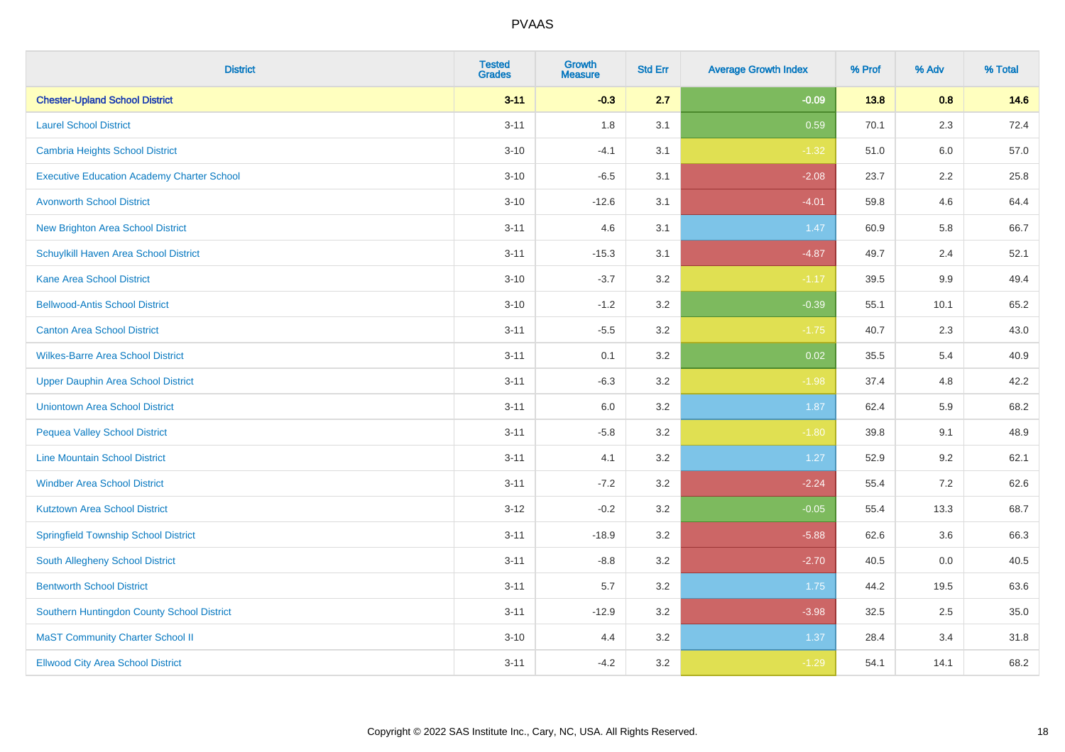| District | Tested Grades | Growth Measure | Std Err | Average Growth Index | % Prof | % Adv | % Total |
|---|---|---|---|---|---|---|---|
| **Chester-Upland School District** | **3-11** | **-0.3** | **2.7** | **-0.09** | **13.8** | **0.8** | **14.6** |
| Laurel School District | 3-11 | 1.8 | 3.1 | 0.59 | 70.1 | 2.3 | 72.4 |
| Cambria Heights School District | 3-10 | -4.1 | 3.1 | -1.32 | 51.0 | 6.0 | 57.0 |
| Executive Education Academy Charter School | 3-10 | -6.5 | 3.1 | -2.08 | 23.7 | 2.2 | 25.8 |
| Avonworth School District | 3-10 | -12.6 | 3.1 | -4.01 | 59.8 | 4.6 | 64.4 |
| New Brighton Area School District | 3-11 | 4.6 | 3.1 | 1.47 | 60.9 | 5.8 | 66.7 |
| Schuylkill Haven Area School District | 3-11 | -15.3 | 3.1 | -4.87 | 49.7 | 2.4 | 52.1 |
| Kane Area School District | 3-10 | -3.7 | 3.2 | -1.17 | 39.5 | 9.9 | 49.4 |
| Bellwood-Antis School District | 3-10 | -1.2 | 3.2 | -0.39 | 55.1 | 10.1 | 65.2 |
| Canton Area School District | 3-11 | -5.5 | 3.2 | -1.75 | 40.7 | 2.3 | 43.0 |
| Wilkes-Barre Area School District | 3-11 | 0.1 | 3.2 | 0.02 | 35.5 | 5.4 | 40.9 |
| Upper Dauphin Area School District | 3-11 | -6.3 | 3.2 | -1.98 | 37.4 | 4.8 | 42.2 |
| Uniontown Area School District | 3-11 | 6.0 | 3.2 | 1.87 | 62.4 | 5.9 | 68.2 |
| Pequea Valley School District | 3-11 | -5.8 | 3.2 | -1.80 | 39.8 | 9.1 | 48.9 |
| Line Mountain School District | 3-11 | 4.1 | 3.2 | 1.27 | 52.9 | 9.2 | 62.1 |
| Windber Area School District | 3-11 | -7.2 | 3.2 | -2.24 | 55.4 | 7.2 | 62.6 |
| Kutztown Area School District | 3-12 | -0.2 | 3.2 | -0.05 | 55.4 | 13.3 | 68.7 |
| Springfield Township School District | 3-11 | -18.9 | 3.2 | -5.88 | 62.6 | 3.6 | 66.3 |
| South Allegheny School District | 3-11 | -8.8 | 3.2 | -2.70 | 40.5 | 0.0 | 40.5 |
| Bentworth School District | 3-11 | 5.7 | 3.2 | 1.75 | 44.2 | 19.5 | 63.6 |
| Southern Huntingdon County School District | 3-11 | -12.9 | 3.2 | -3.98 | 32.5 | 2.5 | 35.0 |
| MaST Community Charter School II | 3-10 | 4.4 | 3.2 | 1.37 | 28.4 | 3.4 | 31.8 |
| Ellwood City Area School District | 3-11 | -4.2 | 3.2 | -1.29 | 54.1 | 14.1 | 68.2 |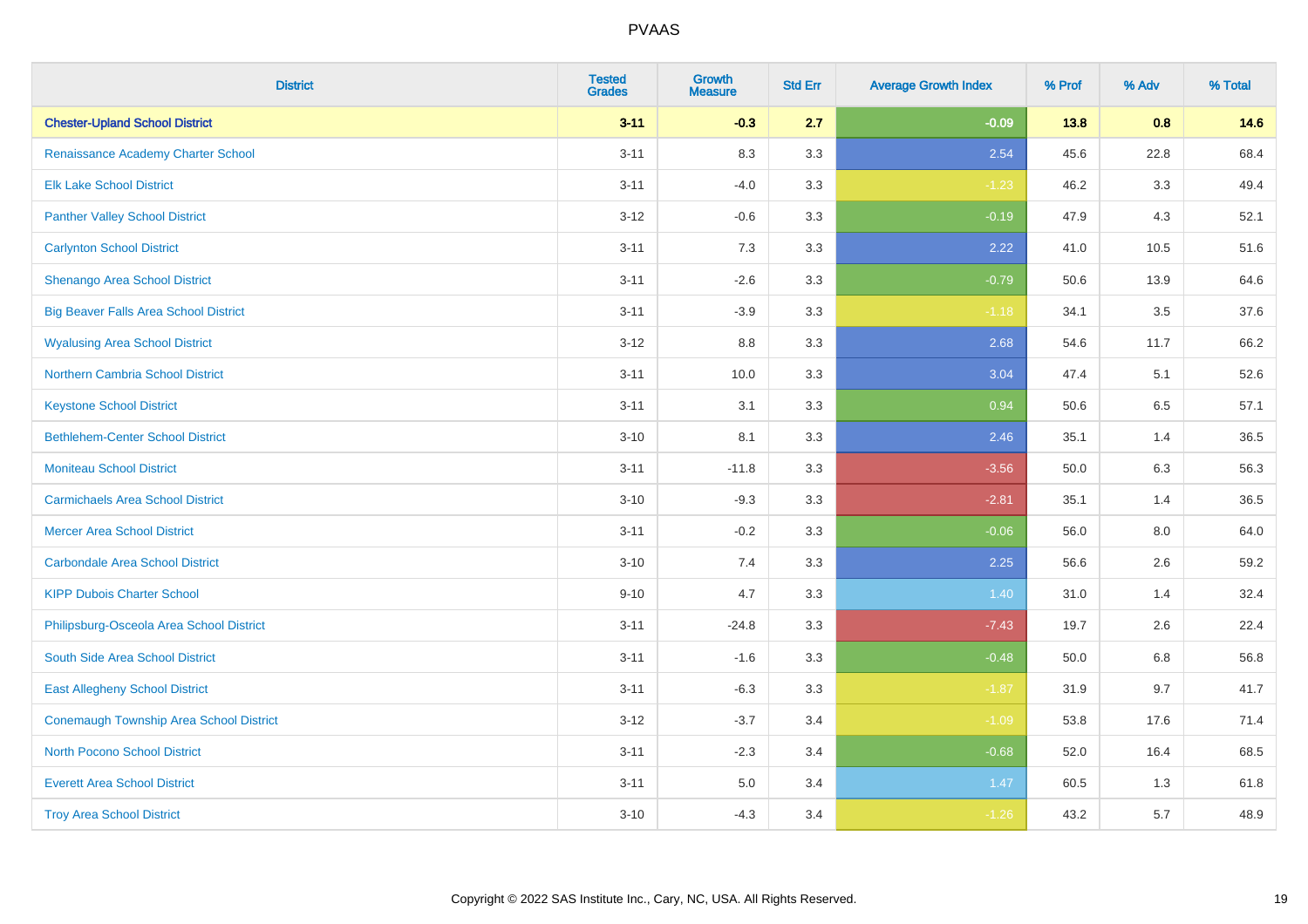# PVAAS

| District | Tested Grades | Growth Measure | Std Err | Average Growth Index | % Prof | % Adv | % Total |
|---|---|---|---|---|---|---|---|
| **Chester-Upland School District** | **3-11** | **-0.3** | **2.7** | **-0.09** | **13.8** | **0.8** | **14.6** |
| Renaissance Academy Charter School | 3-11 | 8.3 | 3.3 | 2.54 | 45.6 | 22.8 | 68.4 |
| Elk Lake School District | 3-11 | -4.0 | 3.3 | -1.23 | 46.2 | 3.3 | 49.4 |
| Panther Valley School District | 3-12 | -0.6 | 3.3 | -0.19 | 47.9 | 4.3 | 52.1 |
| Carlynton School District | 3-11 | 7.3 | 3.3 | 2.22 | 41.0 | 10.5 | 51.6 |
| Shenango Area School District | 3-11 | -2.6 | 3.3 | -0.79 | 50.6 | 13.9 | 64.6 |
| Big Beaver Falls Area School District | 3-11 | -3.9 | 3.3 | -1.18 | 34.1 | 3.5 | 37.6 |
| Wyalusing Area School District | 3-12 | 8.8 | 3.3 | 2.68 | 54.6 | 11.7 | 66.2 |
| Northern Cambria School District | 3-11 | 10.0 | 3.3 | 3.04 | 47.4 | 5.1 | 52.6 |
| Keystone School District | 3-11 | 3.1 | 3.3 | 0.94 | 50.6 | 6.5 | 57.1 |
| Bethlehem-Center School District | 3-10 | 8.1 | 3.3 | 2.46 | 35.1 | 1.4 | 36.5 |
| Moniteau School District | 3-11 | -11.8 | 3.3 | -3.56 | 50.0 | 6.3 | 56.3 |
| Carmichaels Area School District | 3-10 | -9.3 | 3.3 | -2.81 | 35.1 | 1.4 | 36.5 |
| Mercer Area School District | 3-11 | -0.2 | 3.3 | -0.06 | 56.0 | 8.0 | 64.0 |
| Carbondale Area School District | 3-10 | 7.4 | 3.3 | 2.25 | 56.6 | 2.6 | 59.2 |
| KIPP Dubois Charter School | 9-10 | 4.7 | 3.3 | 1.40 | 31.0 | 1.4 | 32.4 |
| Philipsburg-Osceola Area School District | 3-11 | -24.8 | 3.3 | -7.43 | 19.7 | 2.6 | 22.4 |
| South Side Area School District | 3-11 | -1.6 | 3.3 | -0.48 | 50.0 | 6.8 | 56.8 |
| East Allegheny School District | 3-11 | -6.3 | 3.3 | -1.87 | 31.9 | 9.7 | 41.7 |
| Conemaugh Township Area School District | 3-12 | -3.7 | 3.4 | -1.09 | 53.8 | 17.6 | 71.4 |
| North Pocono School District | 3-11 | -2.3 | 3.4 | -0.68 | 52.0 | 16.4 | 68.5 |
| Everett Area School District | 3-11 | 5.0 | 3.4 | 1.47 | 60.5 | 1.3 | 61.8 |
| Troy Area School District | 3-10 | -4.3 | 3.4 | -1.26 | 43.2 | 5.7 | 48.9 |

Copyright © 2022 SAS Institute Inc., Cary, NC, USA. All Rights Reserved.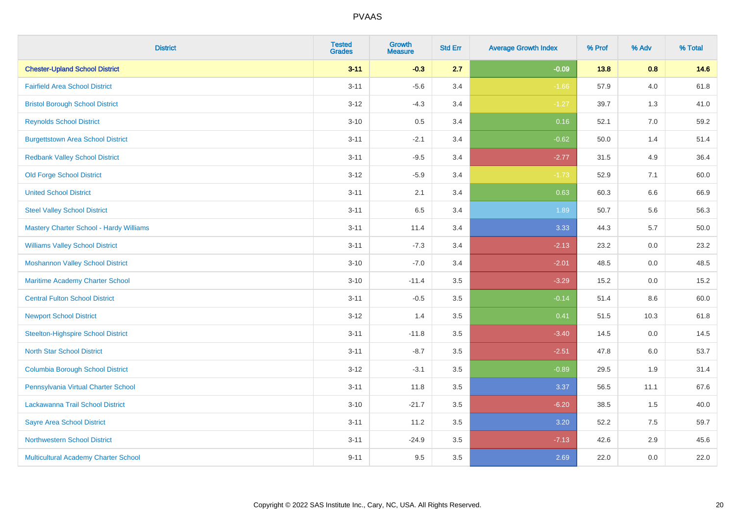| District | Tested Grades | Growth Measure | Std Err | Average Growth Index | % Prof | % Adv | % Total |
|---|---|---|---|---|---|---|---|
| **Chester-Upland School District** | **3-11** | **-0.3** | **2.7** | **-0.09** | **13.8** | **0.8** | **14.6** |
| Fairfield Area School District | 3-11 | -5.6 | 3.4 | -1.66 | 57.9 | 4.0 | 61.8 |
| Bristol Borough School District | 3-12 | -4.3 | 3.4 | -1.27 | 39.7 | 1.3 | 41.0 |
| Reynolds School District | 3-10 | 0.5 | 3.4 | 0.16 | 52.1 | 7.0 | 59.2 |
| Burgettstown Area School District | 3-11 | -2.1 | 3.4 | -0.62 | 50.0 | 1.4 | 51.4 |
| Redbank Valley School District | 3-11 | -9.5 | 3.4 | -2.77 | 31.5 | 4.9 | 36.4 |
| Old Forge School District | 3-12 | -5.9 | 3.4 | -1.73 | 52.9 | 7.1 | 60.0 |
| United School District | 3-11 | 2.1 | 3.4 | 0.63 | 60.3 | 6.6 | 66.9 |
| Steel Valley School District | 3-11 | 6.5 | 3.4 | 1.89 | 50.7 | 5.6 | 56.3 |
| Mastery Charter School - Hardy Williams | 3-11 | 11.4 | 3.4 | 3.33 | 44.3 | 5.7 | 50.0 |
| Williams Valley School District | 3-11 | -7.3 | 3.4 | -2.13 | 23.2 | 0.0 | 23.2 |
| Moshannon Valley School District | 3-10 | -7.0 | 3.4 | -2.01 | 48.5 | 0.0 | 48.5 |
| Maritime Academy Charter School | 3-10 | -11.4 | 3.5 | -3.29 | 15.2 | 0.0 | 15.2 |
| Central Fulton School District | 3-11 | -0.5 | 3.5 | -0.14 | 51.4 | 8.6 | 60.0 |
| Newport School District | 3-12 | 1.4 | 3.5 | 0.41 | 51.5 | 10.3 | 61.8 |
| Steelton-Highspire School District | 3-11 | -11.8 | 3.5 | -3.40 | 14.5 | 0.0 | 14.5 |
| North Star School District | 3-11 | -8.7 | 3.5 | -2.51 | 47.8 | 6.0 | 53.7 |
| Columbia Borough School District | 3-12 | -3.1 | 3.5 | -0.89 | 29.5 | 1.9 | 31.4 |
| Pennsylvania Virtual Charter School | 3-11 | 11.8 | 3.5 | 3.37 | 56.5 | 11.1 | 67.6 |
| Lackawanna Trail School District | 3-10 | -21.7 | 3.5 | -6.20 | 38.5 | 1.5 | 40.0 |
| Sayre Area School District | 3-11 | 11.2 | 3.5 | 3.20 | 52.2 | 7.5 | 59.7 |
| Northwestern School District | 3-11 | -24.9 | 3.5 | -7.13 | 42.6 | 2.9 | 45.6 |
| Multicultural Academy Charter School | 9-11 | 9.5 | 3.5 | 2.69 | 22.0 | 0.0 | 22.0 |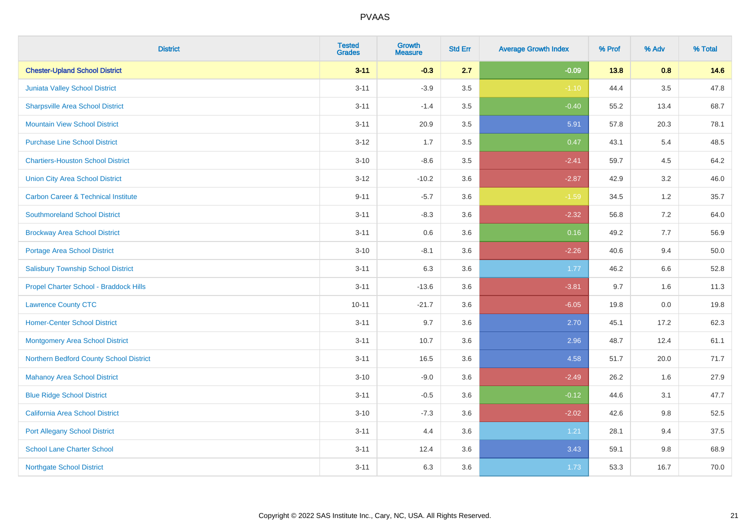| District | Tested Grades | Growth Measure | Std Err | Average Growth Index | % Prof | % Adv | % Total |
|---|---|---|---|---|---|---|---|
| **Chester-Upland School District** | **3-11** | **-0.3** | **2.7** | **-0.09** | **13.8** | **0.8** | **14.6** |
| Juniata Valley School District | 3-11 | -3.9 | 3.5 | -1.10 | 44.4 | 3.5 | 47.8 |
| Sharpsville Area School District | 3-11 | -1.4 | 3.5 | -0.40 | 55.2 | 13.4 | 68.7 |
| Mountain View School District | 3-11 | 20.9 | 3.5 | 5.91 | 57.8 | 20.3 | 78.1 |
| Purchase Line School District | 3-12 | 1.7 | 3.5 | 0.47 | 43.1 | 5.4 | 48.5 |
| Chartiers-Houston School District | 3-10 | -8.6 | 3.5 | -2.41 | 59.7 | 4.5 | 64.2 |
| Union City Area School District | 3-12 | -10.2 | 3.6 | -2.87 | 42.9 | 3.2 | 46.0 |
| Carbon Career & Technical Institute | 9-11 | -5.7 | 3.6 | -1.59 | 34.5 | 1.2 | 35.7 |
| Southmoreland School District | 3-11 | -8.3 | 3.6 | -2.32 | 56.8 | 7.2 | 64.0 |
| Brockway Area School District | 3-11 | 0.6 | 3.6 | 0.16 | 49.2 | 7.7 | 56.9 |
| Portage Area School District | 3-10 | -8.1 | 3.6 | -2.26 | 40.6 | 9.4 | 50.0 |
| Salisbury Township School District | 3-11 | 6.3 | 3.6 | 1.77 | 46.2 | 6.6 | 52.8 |
| Propel Charter School - Braddock Hills | 3-11 | -13.6 | 3.6 | -3.81 | 9.7 | 1.6 | 11.3 |
| Lawrence County CTC | 10-11 | -21.7 | 3.6 | -6.05 | 19.8 | 0.0 | 19.8 |
| Homer-Center School District | 3-11 | 9.7 | 3.6 | 2.70 | 45.1 | 17.2 | 62.3 |
| Montgomery Area School District | 3-11 | 10.7 | 3.6 | 2.96 | 48.7 | 12.4 | 61.1 |
| Northern Bedford County School District | 3-11 | 16.5 | 3.6 | 4.58 | 51.7 | 20.0 | 71.7 |
| Mahanoy Area School District | 3-10 | -9.0 | 3.6 | -2.49 | 26.2 | 1.6 | 27.9 |
| Blue Ridge School District | 3-11 | -0.5 | 3.6 | -0.12 | 44.6 | 3.1 | 47.7 |
| California Area School District | 3-10 | -7.3 | 3.6 | -2.02 | 42.6 | 9.8 | 52.5 |
| Port Allegany School District | 3-11 | 4.4 | 3.6 | 1.21 | 28.1 | 9.4 | 37.5 |
| School Lane Charter School | 3-11 | 12.4 | 3.6 | 3.43 | 59.1 | 9.8 | 68.9 |
| Northgate School District | 3-11 | 6.3 | 3.6 | 1.73 | 53.3 | 16.7 | 70.0 |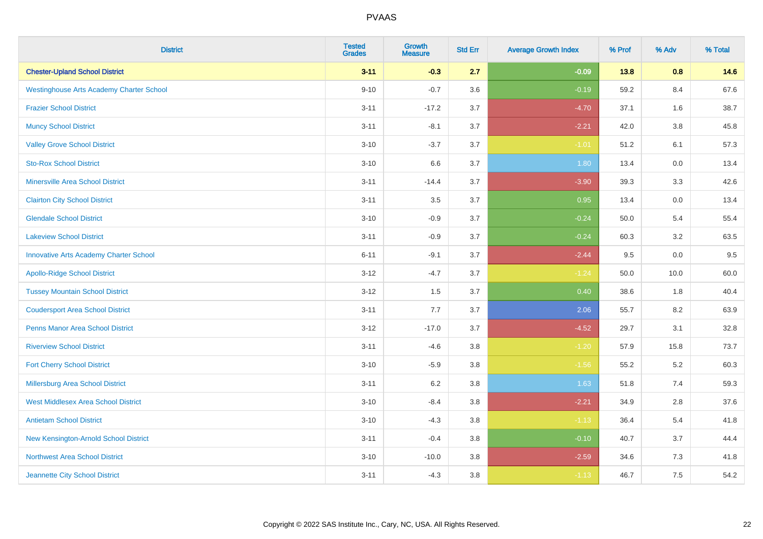| District | Tested Grades | Growth Measure | Std Err | Average Growth Index | % Prof | % Adv | % Total |
|---|---|---|---|---|---|---|---|
| **Chester-Upland School District** | **3-11** | **-0.3** | **2.7** | **-0.09** | **13.8** | **0.8** | **14.6** |
| Westinghouse Arts Academy Charter School | 9-10 | -0.7 | 3.6 | -0.19 | 59.2 | 8.4 | 67.6 |
| Frazier School District | 3-11 | -17.2 | 3.7 | -4.70 | 37.1 | 1.6 | 38.7 |
| Muncy School District | 3-11 | -8.1 | 3.7 | -2.21 | 42.0 | 3.8 | 45.8 |
| Valley Grove School District | 3-10 | -3.7 | 3.7 | -1.01 | 51.2 | 6.1 | 57.3 |
| Sto-Rox School District | 3-10 | 6.6 | 3.7 | 1.80 | 13.4 | 0.0 | 13.4 |
| Minersville Area School District | 3-11 | -14.4 | 3.7 | -3.90 | 39.3 | 3.3 | 42.6 |
| Clairton City School District | 3-11 | 3.5 | 3.7 | 0.95 | 13.4 | 0.0 | 13.4 |
| Glendale School District | 3-10 | -0.9 | 3.7 | -0.24 | 50.0 | 5.4 | 55.4 |
| Lakeview School District | 3-11 | -0.9 | 3.7 | -0.24 | 60.3 | 3.2 | 63.5 |
| Innovative Arts Academy Charter School | 6-11 | -9.1 | 3.7 | -2.44 | 9.5 | 0.0 | 9.5 |
| Apollo-Ridge School District | 3-12 | -4.7 | 3.7 | -1.24 | 50.0 | 10.0 | 60.0 |
| Tussey Mountain School District | 3-12 | 1.5 | 3.7 | 0.40 | 38.6 | 1.8 | 40.4 |
| Coudersport Area School District | 3-11 | 7.7 | 3.7 | 2.06 | 55.7 | 8.2 | 63.9 |
| Penns Manor Area School District | 3-12 | -17.0 | 3.7 | -4.52 | 29.7 | 3.1 | 32.8 |
| Riverview School District | 3-11 | -4.6 | 3.8 | -1.20 | 57.9 | 15.8 | 73.7 |
| Fort Cherry School District | 3-10 | -5.9 | 3.8 | -1.56 | 55.2 | 5.2 | 60.3 |
| Millersburg Area School District | 3-11 | 6.2 | 3.8 | 1.63 | 51.8 | 7.4 | 59.3 |
| West Middlesex Area School District | 3-10 | -8.4 | 3.8 | -2.21 | 34.9 | 2.8 | 37.6 |
| Antietam School District | 3-10 | -4.3 | 3.8 | -1.13 | 36.4 | 5.4 | 41.8 |
| New Kensington-Arnold School District | 3-11 | -0.4 | 3.8 | -0.10 | 40.7 | 3.7 | 44.4 |
| Northwest Area School District | 3-10 | -10.0 | 3.8 | -2.59 | 34.6 | 7.3 | 41.8 |
| Jeannette City School District | 3-11 | -4.3 | 3.8 | -1.13 | 46.7 | 7.5 | 54.2 |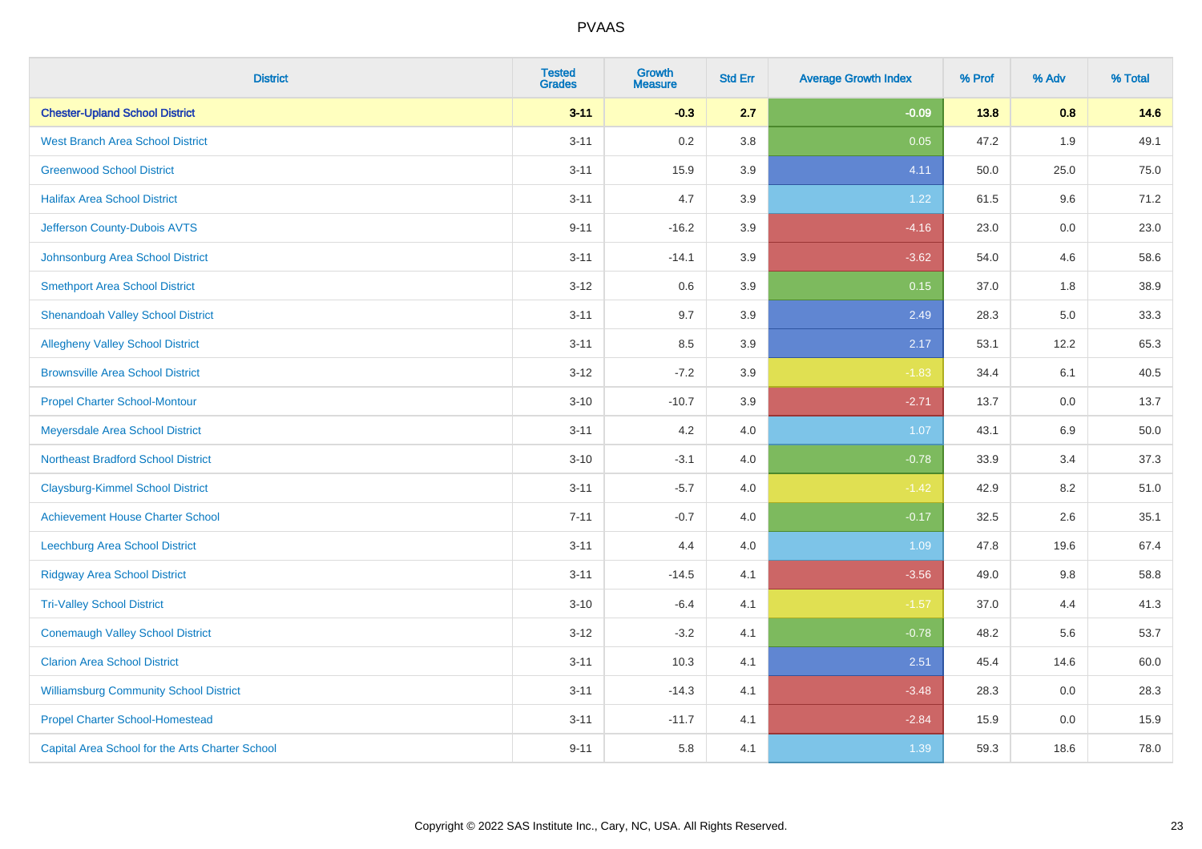PVAAS

| District | Tested Grades | Growth Measure | Std Err | Average Growth Index | % Prof | % Adv | % Total |
|---|---|---|---|---|---|---|---|
| **Chester-Upland School District** | **3-11** | **-0.3** | **2.7** | **-0.09** | **13.8** | **0.8** | **14.6** |
| West Branch Area School District | 3-11 | 0.2 | 3.8 | 0.05 | 47.2 | 1.9 | 49.1 |
| Greenwood School District | 3-11 | 15.9 | 3.9 | 4.11 | 50.0 | 25.0 | 75.0 |
| Halifax Area School District | 3-11 | 4.7 | 3.9 | 1.22 | 61.5 | 9.6 | 71.2 |
| Jefferson County-Dubois AVTS | 9-11 | -16.2 | 3.9 | -4.16 | 23.0 | 0.0 | 23.0 |
| Johnsonburg Area School District | 3-11 | -14.1 | 3.9 | -3.62 | 54.0 | 4.6 | 58.6 |
| Smethport Area School District | 3-12 | 0.6 | 3.9 | 0.15 | 37.0 | 1.8 | 38.9 |
| Shenandoah Valley School District | 3-11 | 9.7 | 3.9 | 2.49 | 28.3 | 5.0 | 33.3 |
| Allegheny Valley School District | 3-11 | 8.5 | 3.9 | 2.17 | 53.1 | 12.2 | 65.3 |
| Brownsville Area School District | 3-12 | -7.2 | 3.9 | -1.83 | 34.4 | 6.1 | 40.5 |
| Propel Charter School-Montour | 3-10 | -10.7 | 3.9 | -2.71 | 13.7 | 0.0 | 13.7 |
| Meyersdale Area School District | 3-11 | 4.2 | 4.0 | 1.07 | 43.1 | 6.9 | 50.0 |
| Northeast Bradford School District | 3-10 | -3.1 | 4.0 | -0.78 | 33.9 | 3.4 | 37.3 |
| Claysburg-Kimmel School District | 3-11 | -5.7 | 4.0 | -1.42 | 42.9 | 8.2 | 51.0 |
| Achievement House Charter School | 7-11 | -0.7 | 4.0 | -0.17 | 32.5 | 2.6 | 35.1 |
| Leechburg Area School District | 3-11 | 4.4 | 4.0 | 1.09 | 47.8 | 19.6 | 67.4 |
| Ridgway Area School District | 3-11 | -14.5 | 4.1 | -3.56 | 49.0 | 9.8 | 58.8 |
| Tri-Valley School District | 3-10 | -6.4 | 4.1 | -1.57 | 37.0 | 4.4 | 41.3 |
| Conemaugh Valley School District | 3-12 | -3.2 | 4.1 | -0.78 | 48.2 | 5.6 | 53.7 |
| Clarion Area School District | 3-11 | 10.3 | 4.1 | 2.51 | 45.4 | 14.6 | 60.0 |
| Williamsburg Community School District | 3-11 | -14.3 | 4.1 | -3.48 | 28.3 | 0.0 | 28.3 |
| Propel Charter School-Homestead | 3-11 | -11.7 | 4.1 | -2.84 | 15.9 | 0.0 | 15.9 |
| Capital Area School for the Arts Charter School | 9-11 | 5.8 | 4.1 | 1.39 | 59.3 | 18.6 | 78.0 |

Copyright © 2022 SAS Institute Inc., Cary, NC, USA. All Rights Reserved.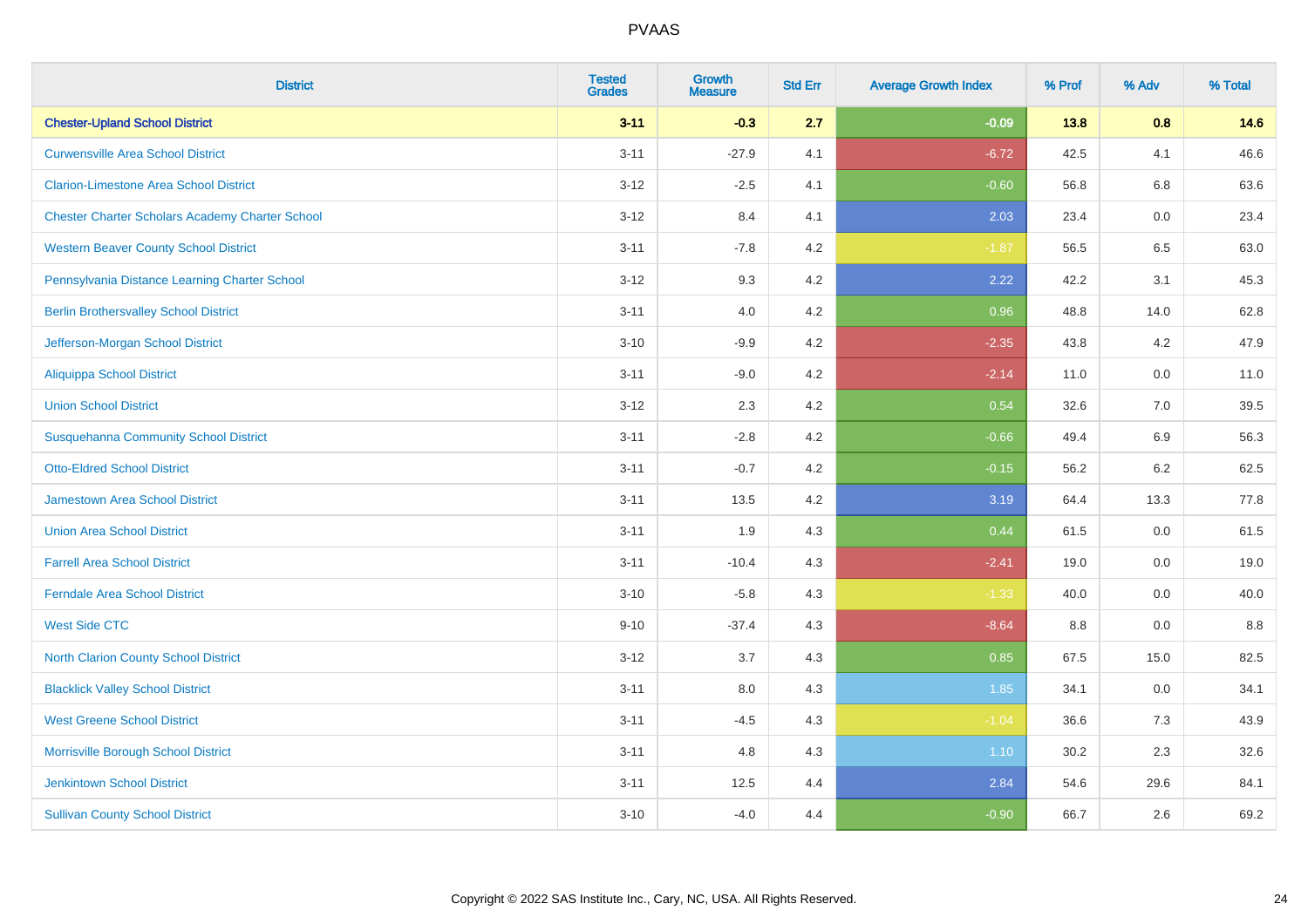# PVAAS

| District | Tested Grades | Growth Measure | Std Err | Average Growth Index | % Prof | % Adv | % Total |
|---|---|---|---|---|---|---|---|
| **Chester-Upland School District** | **3-11** | **-0.3** | **2.7** | **-0.09** | **13.8** | **0.8** | **14.6** |
| Curwensville Area School District | 3-11 | -27.9 | 4.1 | -6.72 | 42.5 | 4.1 | 46.6 |
| Clarion-Limestone Area School District | 3-12 | -2.5 | 4.1 | -0.60 | 56.8 | 6.8 | 63.6 |
| Chester Charter Scholars Academy Charter School | 3-12 | 8.4 | 4.1 | 2.03 | 23.4 | 0.0 | 23.4 |
| Western Beaver County School District | 3-11 | -7.8 | 4.2 | -1.87 | 56.5 | 6.5 | 63.0 |
| Pennsylvania Distance Learning Charter School | 3-12 | 9.3 | 4.2 | 2.22 | 42.2 | 3.1 | 45.3 |
| Berlin Brothersvalley School District | 3-11 | 4.0 | 4.2 | 0.96 | 48.8 | 14.0 | 62.8 |
| Jefferson-Morgan School District | 3-10 | -9.9 | 4.2 | -2.35 | 43.8 | 4.2 | 47.9 |
| Aliquippa School District | 3-11 | -9.0 | 4.2 | -2.14 | 11.0 | 0.0 | 11.0 |
| Union School District | 3-12 | 2.3 | 4.2 | 0.54 | 32.6 | 7.0 | 39.5 |
| Susquehanna Community School District | 3-11 | -2.8 | 4.2 | -0.66 | 49.4 | 6.9 | 56.3 |
| Otto-Eldred School District | 3-11 | -0.7 | 4.2 | -0.15 | 56.2 | 6.2 | 62.5 |
| Jamestown Area School District | 3-11 | 13.5 | 4.2 | 3.19 | 64.4 | 13.3 | 77.8 |
| Union Area School District | 3-11 | 1.9 | 4.3 | 0.44 | 61.5 | 0.0 | 61.5 |
| Farrell Area School District | 3-11 | -10.4 | 4.3 | -2.41 | 19.0 | 0.0 | 19.0 |
| Ferndale Area School District | 3-10 | -5.8 | 4.3 | -1.33 | 40.0 | 0.0 | 40.0 |
| West Side CTC | 9-10 | -37.4 | 4.3 | -8.64 | 8.8 | 0.0 | 8.8 |
| North Clarion County School District | 3-12 | 3.7 | 4.3 | 0.85 | 67.5 | 15.0 | 82.5 |
| Blacklick Valley School District | 3-11 | 8.0 | 4.3 | 1.85 | 34.1 | 0.0 | 34.1 |
| West Greene School District | 3-11 | -4.5 | 4.3 | -1.04 | 36.6 | 7.3 | 43.9 |
| Morrisville Borough School District | 3-11 | 4.8 | 4.3 | 1.10 | 30.2 | 2.3 | 32.6 |
| Jenkintown School District | 3-11 | 12.5 | 4.4 | 2.84 | 54.6 | 29.6 | 84.1 |
| Sullivan County School District | 3-10 | -4.0 | 4.4 | -0.90 | 66.7 | 2.6 | 69.2 |

Copyright © 2022 SAS Institute Inc., Cary, NC, USA. All Rights Reserved.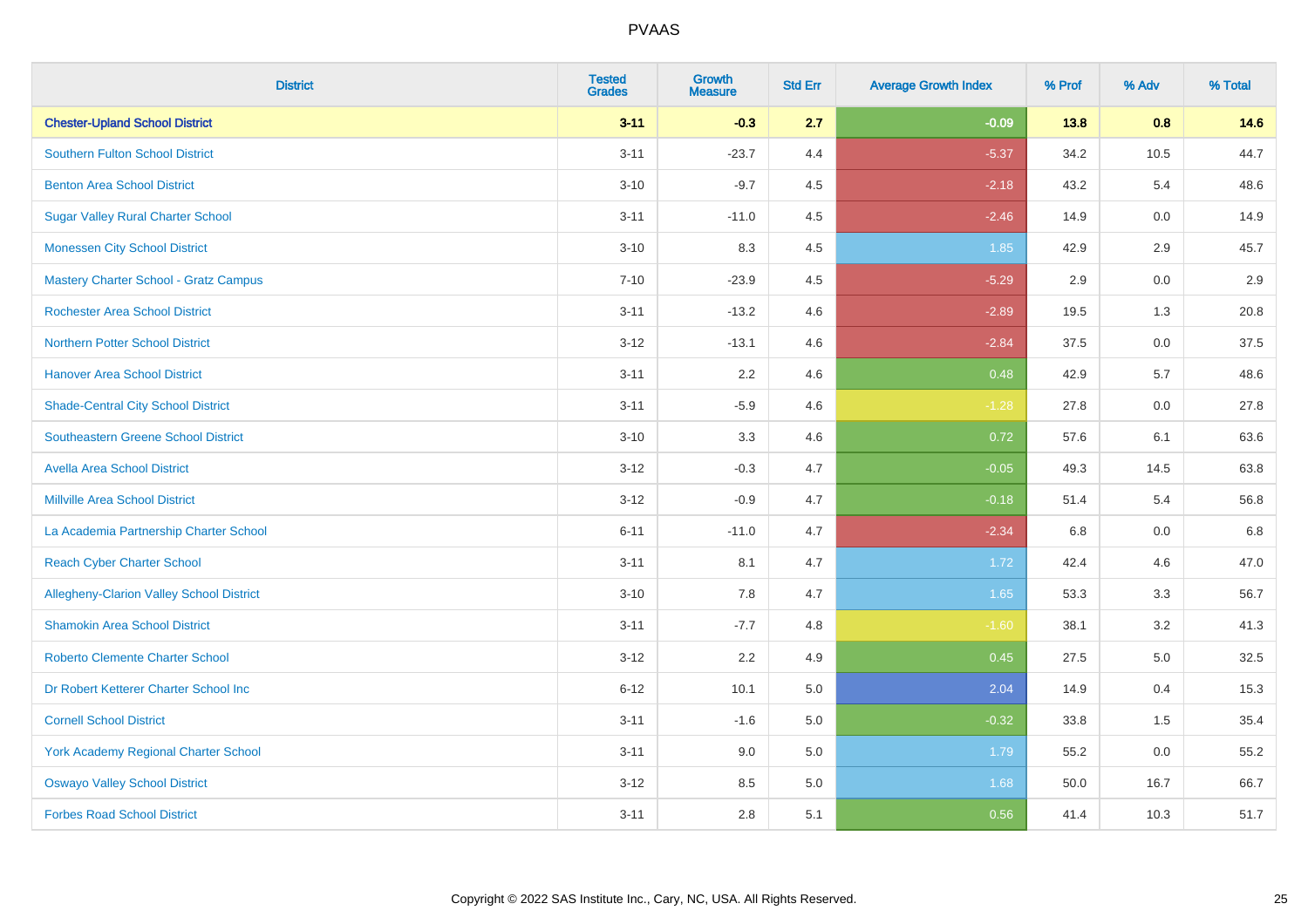| District | Tested Grades | Growth Measure | Std Err | Average Growth Index | % Prof | % Adv | % Total |
|---|---|---|---|---|---|---|---|
| **Chester-Upland School District** | **3-11** | **-0.3** | **2.7** | **-0.09** | **13.8** | **0.8** | **14.6** |
| Southern Fulton School District | 3-11 | -23.7 | 4.4 | -5.37 | 34.2 | 10.5 | 44.7 |
| Benton Area School District | 3-10 | -9.7 | 4.5 | -2.18 | 43.2 | 5.4 | 48.6 |
| Sugar Valley Rural Charter School | 3-11 | -11.0 | 4.5 | -2.46 | 14.9 | 0.0 | 14.9 |
| Monessen City School District | 3-10 | 8.3 | 4.5 | 1.85 | 42.9 | 2.9 | 45.7 |
| Mastery Charter School - Gratz Campus | 7-10 | -23.9 | 4.5 | -5.29 | 2.9 | 0.0 | 2.9 |
| Rochester Area School District | 3-11 | -13.2 | 4.6 | -2.89 | 19.5 | 1.3 | 20.8 |
| Northern Potter School District | 3-12 | -13.1 | 4.6 | -2.84 | 37.5 | 0.0 | 37.5 |
| Hanover Area School District | 3-11 | 2.2 | 4.6 | 0.48 | 42.9 | 5.7 | 48.6 |
| Shade-Central City School District | 3-11 | -5.9 | 4.6 | -1.28 | 27.8 | 0.0 | 27.8 |
| Southeastern Greene School District | 3-10 | 3.3 | 4.6 | 0.72 | 57.6 | 6.1 | 63.6 |
| Avella Area School District | 3-12 | -0.3 | 4.7 | -0.05 | 49.3 | 14.5 | 63.8 |
| Millville Area School District | 3-12 | -0.9 | 4.7 | -0.18 | 51.4 | 5.4 | 56.8 |
| La Academia Partnership Charter School | 6-11 | -11.0 | 4.7 | -2.34 | 6.8 | 0.0 | 6.8 |
| Reach Cyber Charter School | 3-11 | 8.1 | 4.7 | 1.72 | 42.4 | 4.6 | 47.0 |
| Allegheny-Clarion Valley School District | 3-10 | 7.8 | 4.7 | 1.65 | 53.3 | 3.3 | 56.7 |
| Shamokin Area School District | 3-11 | -7.7 | 4.8 | -1.60 | 38.1 | 3.2 | 41.3 |
| Roberto Clemente Charter School | 3-12 | 2.2 | 4.9 | 0.45 | 27.5 | 5.0 | 32.5 |
| Dr Robert Ketterer Charter School Inc | 6-12 | 10.1 | 5.0 | 2.04 | 14.9 | 0.4 | 15.3 |
| Cornell School District | 3-11 | -1.6 | 5.0 | -0.32 | 33.8 | 1.5 | 35.4 |
| York Academy Regional Charter School | 3-11 | 9.0 | 5.0 | 1.79 | 55.2 | 0.0 | 55.2 |
| Oswayo Valley School District | 3-12 | 8.5 | 5.0 | 1.68 | 50.0 | 16.7 | 66.7 |
| Forbes Road School District | 3-11 | 2.8 | 5.1 | 0.56 | 41.4 | 10.3 | 51.7 |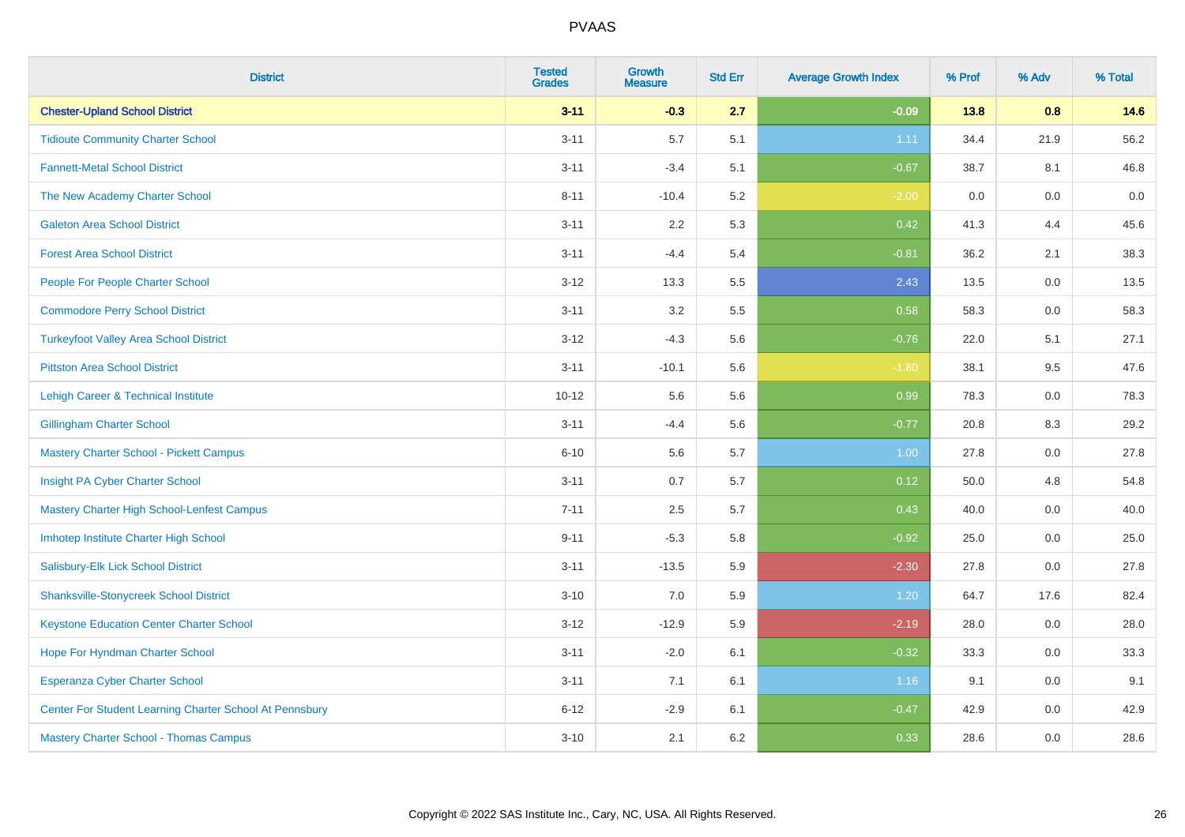| District | Tested Grades | Growth Measure | Std Err | Average Growth Index | % Prof | % Adv | % Total |
|---|---|---|---|---|---|---|---|
| **Chester-Upland School District** | **3-11** | **-0.3** | **2.7** | **-0.09** | **13.8** | **0.8** | **14.6** |
| Tidioute Community Charter School | 3-11 | 5.7 | 5.1 | 1.11 | 34.4 | 21.9 | 56.2 |
| Fannett-Metal School District | 3-11 | -3.4 | 5.1 | -0.67 | 38.7 | 8.1 | 46.8 |
| The New Academy Charter School | 8-11 | -10.4 | 5.2 | -2.00 | 0.0 | 0.0 | 0.0 |
| Galeton Area School District | 3-11 | 2.2 | 5.3 | 0.42 | 41.3 | 4.4 | 45.6 |
| Forest Area School District | 3-11 | -4.4 | 5.4 | -0.81 | 36.2 | 2.1 | 38.3 |
| People For People Charter School | 3-12 | 13.3 | 5.5 | 2.43 | 13.5 | 0.0 | 13.5 |
| Commodore Perry School District | 3-11 | 3.2 | 5.5 | 0.58 | 58.3 | 0.0 | 58.3 |
| Turkeyfoot Valley Area School District | 3-12 | -4.3 | 5.6 | -0.76 | 22.0 | 5.1 | 27.1 |
| Pittston Area School District | 3-11 | -10.1 | 5.6 | -1.80 | 38.1 | 9.5 | 47.6 |
| Lehigh Career & Technical Institute | 10-12 | 5.6 | 5.6 | 0.99 | 78.3 | 0.0 | 78.3 |
| Gillingham Charter School | 3-11 | -4.4 | 5.6 | -0.77 | 20.8 | 8.3 | 29.2 |
| Mastery Charter School - Pickett Campus | 6-10 | 5.6 | 5.7 | 1.00 | 27.8 | 0.0 | 27.8 |
| Insight PA Cyber Charter School | 3-11 | 0.7 | 5.7 | 0.12 | 50.0 | 4.8 | 54.8 |
| Mastery Charter High School-Lenfest Campus | 7-11 | 2.5 | 5.7 | 0.43 | 40.0 | 0.0 | 40.0 |
| Imhotep Institute Charter High School | 9-11 | -5.3 | 5.8 | -0.92 | 25.0 | 0.0 | 25.0 |
| Salisbury-Elk Lick School District | 3-11 | -13.5 | 5.9 | -2.30 | 27.8 | 0.0 | 27.8 |
| Shanksville-Stonycreek School District | 3-10 | 7.0 | 5.9 | 1.20 | 64.7 | 17.6 | 82.4 |
| Keystone Education Center Charter School | 3-12 | -12.9 | 5.9 | -2.19 | 28.0 | 0.0 | 28.0 |
| Hope For Hyndman Charter School | 3-11 | -2.0 | 6.1 | -0.32 | 33.3 | 0.0 | 33.3 |
| Esperanza Cyber Charter School | 3-11 | 7.1 | 6.1 | 1.16 | 9.1 | 0.0 | 9.1 |
| Center For Student Learning Charter School At Pennsbury | 6-12 | -2.9 | 6.1 | -0.47 | 42.9 | 0.0 | 42.9 |
| Mastery Charter School - Thomas Campus | 3-10 | 2.1 | 6.2 | 0.33 | 28.6 | 0.0 | 28.6 |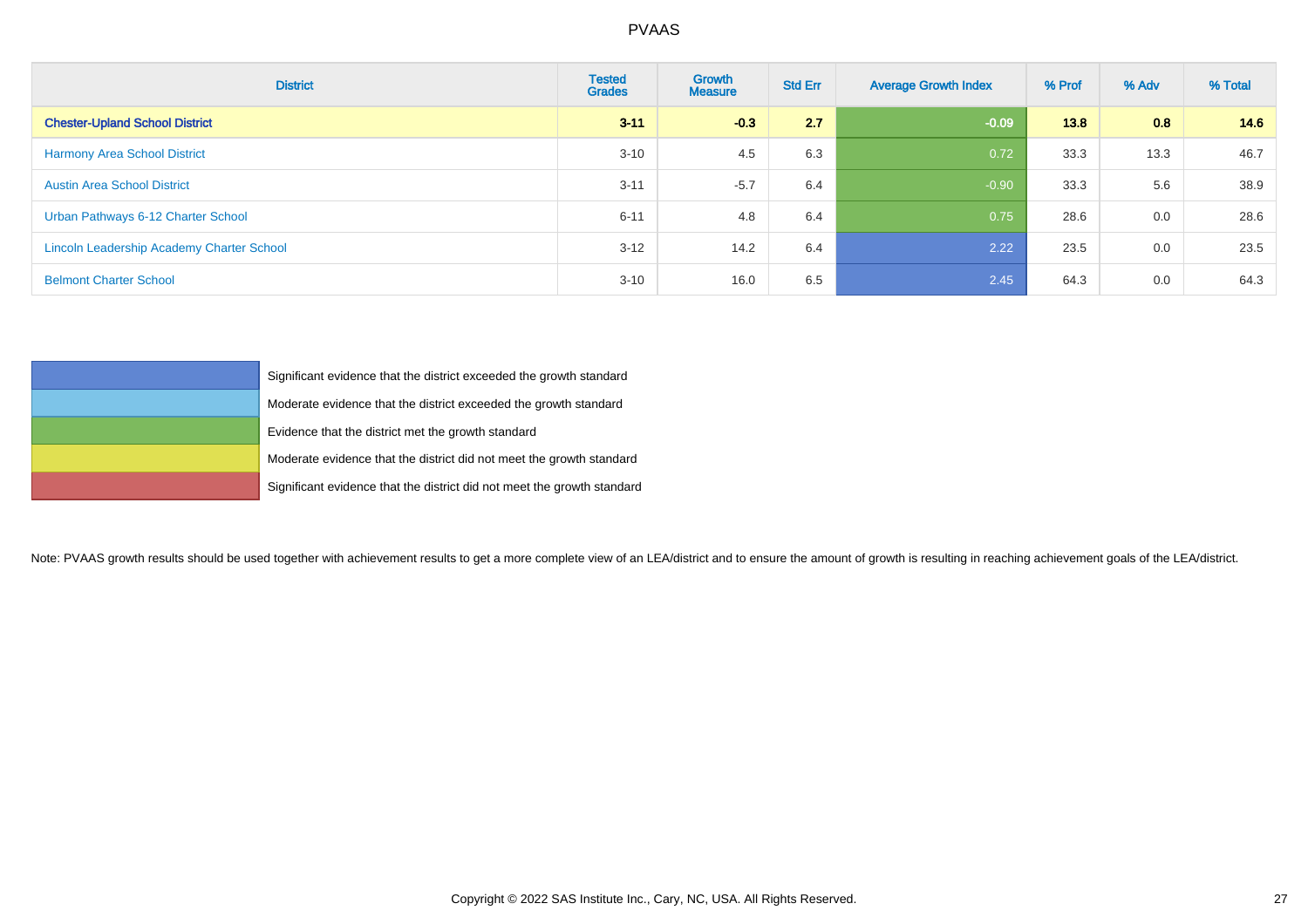# PVAAS

| District | Tested Grades | Growth Measure | Std Err | Average Growth Index | % Prof | % Adv | % Total |
|---|---|---|---|---|---|---|---|
| **Chester-Upland School District** | **3-11** | **-0.3** | **2.7** | **-0.09** | **13.8** | **0.8** | **14.6** |
| Harmony Area School District | 3-10 | 4.5 | 6.3 | 0.72 | 33.3 | 13.3 | 46.7 |
| Austin Area School District | 3-11 | -5.7 | 6.4 | -0.90 | 33.3 | 5.6 | 38.9 |
| Urban Pathways 6-12 Charter School | 6-11 | 4.8 | 6.4 | 0.75 | 28.6 | 0.0 | 28.6 |
| Lincoln Leadership Academy Charter School | 3-12 | 14.2 | 6.4 | 2.22 | 23.5 | 0.0 | 23.5 |
| Belmont Charter School | 3-10 | 16.0 | 6.5 | 2.45 | 64.3 | 0.0 | 64.3 |

Significant evidence that the district exceeded the growth standard

Moderate evidence that the district exceeded the growth standard

Evidence that the district met the growth standard

Moderate evidence that the district did not meet the growth standard

Significant evidence that the district did not meet the growth standard

Note: PVAAS growth results should be used together with achievement results to get a more complete view of an LEA/district and to ensure the amount of growth is resulting in reaching achievement goals of the LEA/district.

Copyright © 2022 SAS Institute Inc., Cary, NC, USA. All Rights Reserved.